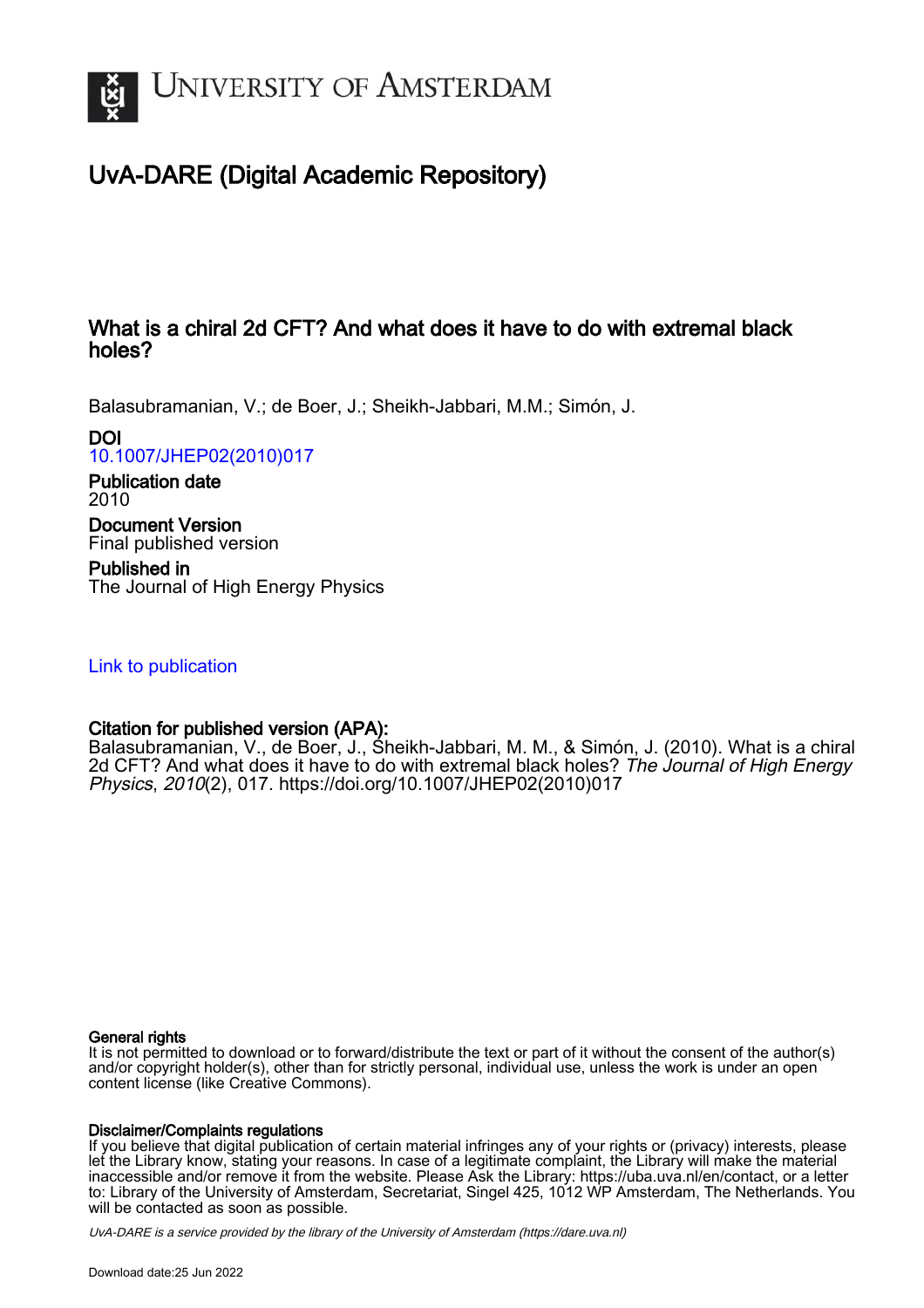# University of Amsterdam

## UvA-DARE (Digital Academic Repository)

### What is a chiral 2d CFT? And what does it have to do with extremal black holes?

Balasubramanian, V.; de Boer, J.; Sheikh-Jabbari, M.M.; Simón, J.

**DOI**
10.1007/JHEP02(2010)017

**Publication date**
2010

**Document Version**
Final published version

**Published in**
The Journal of High Energy Physics

Link to publication

**Citation for published version (APA):**
Balasubramanian, V., de Boer, J., Sheikh-Jabbari, M. M., & Simón, J. (2010). What is a chiral 2d CFT? And what does it have to do with extremal black holes? *The Journal of High Energy Physics*, *2010*(2), 017. https://doi.org/10.1007/JHEP02(2010)017

**General rights**
It is not permitted to download or to forward/distribute the text or part of it without the consent of the author(s) and/or copyright holder(s), other than for strictly personal, individual use, unless the work is under an open content license (like Creative Commons).

**Disclaimer/Complaints regulations**
If you believe that digital publication of certain material infringes any of your rights or (privacy) interests, please let the Library know, stating your reasons. In case of a legitimate complaint, the Library will make the material inaccessible and/or remove it from the website. Please Ask the Library: https://uba.uva.nl/en/contact, or a letter to: Library of the University of Amsterdam, Secretariat, Singel 425, 1012 WP Amsterdam, The Netherlands. You will be contacted as soon as possible.

*UvA-DARE is a service provided by the library of the University of Amsterdam (https://dare.uva.nl)*

Download date:25 Jun 2022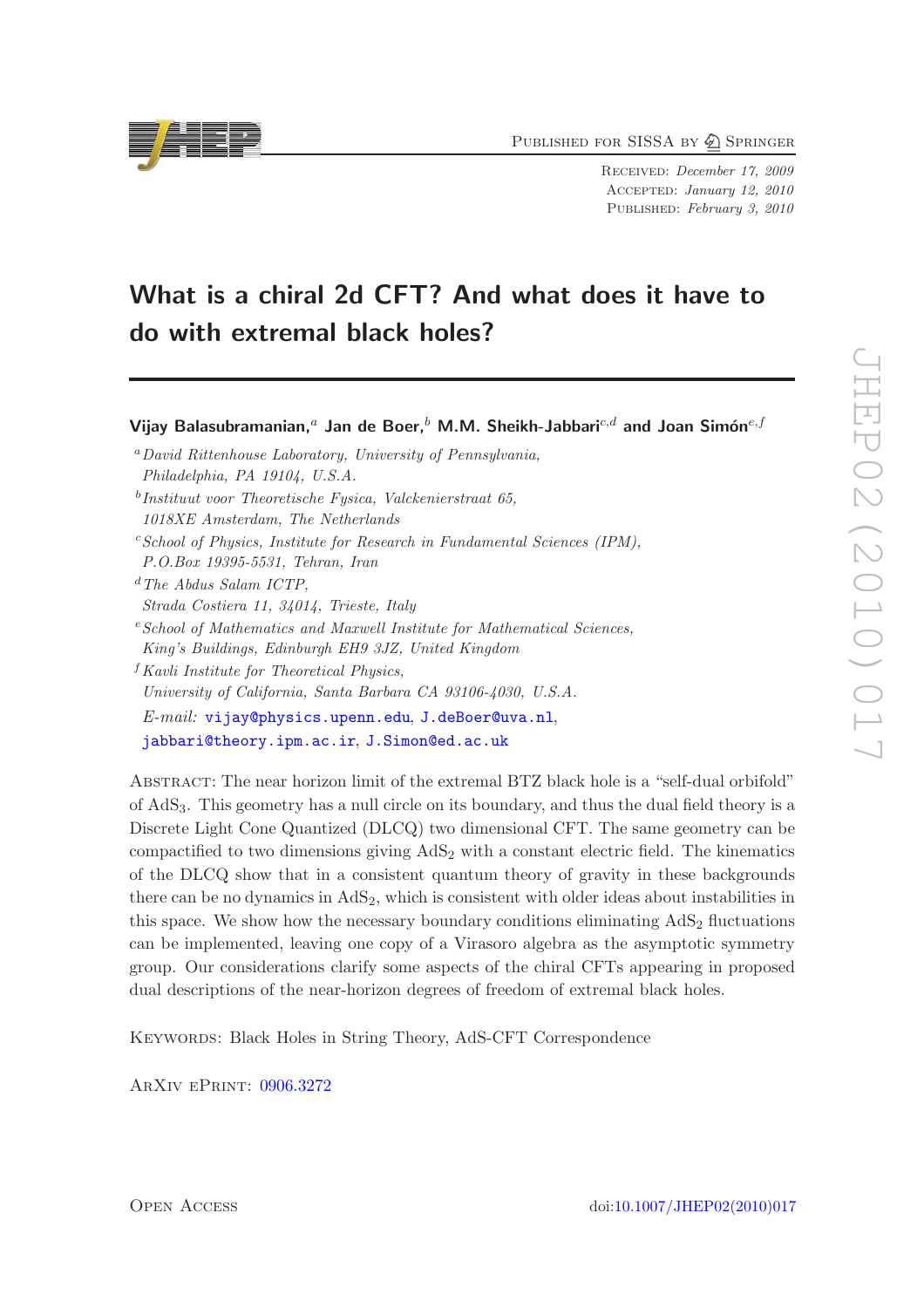# What is a chiral 2d CFT? And what does it have to do with extremal black holes?

**Vijay Balasubramanian,**[a] **Jan de Boer,**[b] **M.M. Sheikh-Jabbari**[c,d] **and Joan Simón**[e,f]

[a] *David Rittenhouse Laboratory, University of Pennsylvania, Philadelphia, PA 19104, U.S.A.*

[b] *Instituut voor Theoretische Fysica, Valckenierstraat 65, 1018XE Amsterdam, The Netherlands*

[c] *School of Physics, Institute for Research in Fundamental Sciences (IPM), P.O.Box 19395-5531, Tehran, Iran*

[d] *The Abdus Salam ICTP, Strada Costiera 11, 34014, Trieste, Italy*

[e] *School of Mathematics and Maxwell Institute for Mathematical Sciences, King's Buildings, Edinburgh EH9 3JZ, United Kingdom*

[f] *Kavli Institute for Theoretical Physics, University of California, Santa Barbara CA 93106-4030, U.S.A.*

*E-mail:* vijay@physics.upenn.edu, J.deBoer@uva.nl, jabbari@theory.ipm.ac.ir, J.Simon@ed.ac.uk

Abstract: The near horizon limit of the extremal BTZ black hole is a "self-dual orbifold" of $AdS_3$. This geometry has a null circle on its boundary, and thus the dual field theory is a Discrete Light Cone Quantized (DLCQ) two dimensional CFT. The same geometry can be compactified to two dimensions giving $AdS_2$ with a constant electric field. The kinematics of the DLCQ show that in a consistent quantum theory of gravity in these backgrounds there can be no dynamics in $AdS_2$, which is consistent with older ideas about instabilities in this space. We show how the necessary boundary conditions eliminating $AdS_2$ fluctuations can be implemented, leaving one copy of a Virasoro algebra as the asymptotic symmetry group. Our considerations clarify some aspects of the chiral CFTs appearing in proposed dual descriptions of the near-horizon degrees of freedom of extremal black holes.

Keywords: Black Holes in String Theory, AdS-CFT Correspondence

ArXiv ePrint: 0906.3272

Open Access

doi:10.1007/JHEP02(2010)017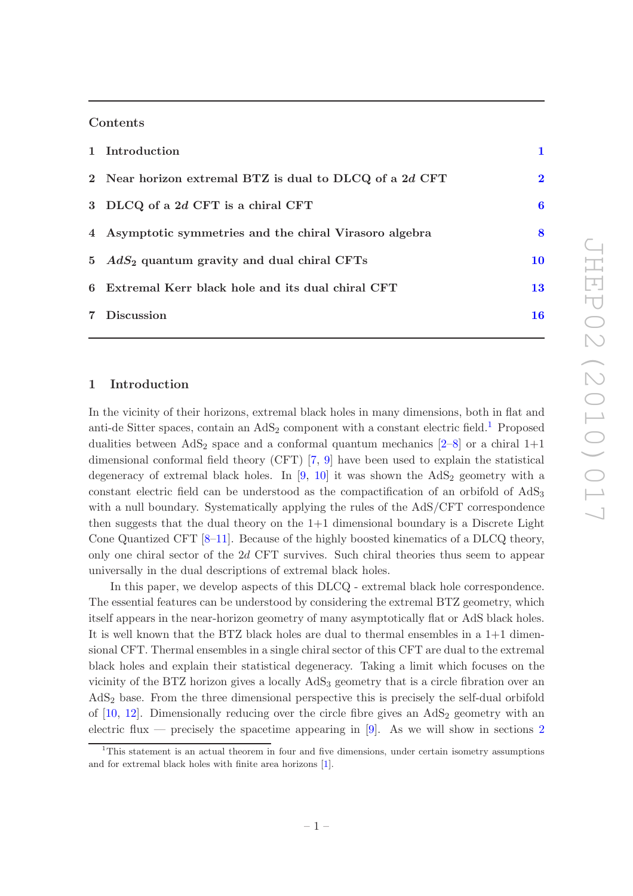## Contents

| | | |
|---|---|---|
| 1 | Introduction | 1 |
| 2 | Near horizon extremal BTZ is dual to DLCQ of a 2$d$ CFT | 2 |
| 3 | DLCQ of a 2$d$ CFT is a chiral CFT | 6 |
| 4 | Asymptotic symmetries and the chiral Virasoro algebra | 8 |
| 5 | $AdS_2$ quantum gravity and dual chiral CFTs | 10 |
| 6 | Extremal Kerr black hole and its dual chiral CFT | 13 |
| 7 | Discussion | 16 |

# 1 Introduction

In the vicinity of their horizons, extremal black holes in many dimensions, both in flat and anti-de Sitter spaces, contain an $\mathrm{AdS}_2$ component with a constant electric field.[1] Proposed dualities between $\mathrm{AdS}_2$ space and a conformal quantum mechanics [2–8] or a chiral 1+1 dimensional conformal field theory (CFT) [7, 9] have been used to explain the statistical degeneracy of extremal black holes. In [9, 10] it was shown the $\mathrm{AdS}_2$ geometry with a constant electric field can be understood as the compactification of an orbifold of $\mathrm{AdS}_3$ with a null boundary. Systematically applying the rules of the AdS/CFT correspondence then suggests that the dual theory on the 1+1 dimensional boundary is a Discrete Light Cone Quantized CFT [8–11]. Because of the highly boosted kinematics of a DLCQ theory, only one chiral sector of the 2$d$ CFT survives. Such chiral theories thus seem to appear universally in the dual descriptions of extremal black holes.

In this paper, we develop aspects of this DLCQ - extremal black hole correspondence. The essential features can be understood by considering the extremal BTZ geometry, which itself appears in the near-horizon geometry of many asymptotically flat or AdS black holes. It is well known that the BTZ black holes are dual to thermal ensembles in a 1+1 dimensional CFT. Thermal ensembles in a single chiral sector of this CFT are dual to the extremal black holes and explain their statistical degeneracy. Taking a limit which focuses on the vicinity of the BTZ horizon gives a locally $\mathrm{AdS}_3$ geometry that is a circle fibration over an $\mathrm{AdS}_2$ base. From the three dimensional perspective this is precisely the self-dual orbifold of [10, 12]. Dimensionally reducing over the circle fibre gives an $\mathrm{AdS}_2$ geometry with an electric flux — precisely the spacetime appearing in [9]. As we will show in sections 2

[1] This statement is an actual theorem in four and five dimensions, under certain isometry assumptions and for extremal black holes with finite area horizons [1].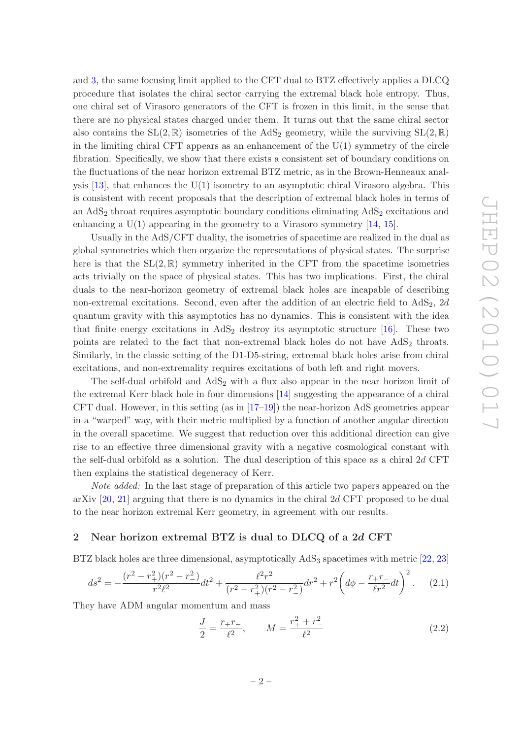and 3, the same focusing limit applied to the CFT dual to BTZ effectively applies a DLCQ procedure that isolates the chiral sector carrying the extremal black hole entropy. Thus, one chiral set of Virasoro generators of the CFT is frozen in this limit, in the sense that there are no physical states charged under them. It turns out that the same chiral sector also contains the $SL(2,\mathbb{R})$ isometries of the $AdS_2$ geometry, while the surviving $SL(2,\mathbb{R})$ in the limiting chiral CFT appears as an enhancement of the $U(1)$ symmetry of the circle fibration. Specifically, we show that there exists a consistent set of boundary conditions on the fluctuations of the near horizon extremal BTZ metric, as in the Brown-Henneaux analysis [13], that enhances the $U(1)$ isometry to an asymptotic chiral Virasoro algebra. This is consistent with recent proposals that the description of extremal black holes in terms of an $AdS_2$ throat requires asymptotic boundary conditions eliminating $AdS_2$ excitations and enhancing a $U(1)$ appearing in the geometry to a Virasoro symmetry [14, 15].

Usually in the AdS/CFT duality, the isometries of spacetime are realized in the dual as global symmetries which then organize the representations of physical states. The surprise here is that the $SL(2,\mathbb{R})$ symmetry inherited in the CFT from the spacetime isometries acts trivially on the space of physical states. This has two implications. First, the chiral duals to the near-horizon geometry of extremal black holes are incapable of describing non-extremal excitations. Second, even after the addition of an electric field to $AdS_2$, $2d$ quantum gravity with this asymptotics has no dynamics. This is consistent with the idea that finite energy excitations in $AdS_2$ destroy its asymptotic structure [16]. These two points are related to the fact that non-extremal black holes do not have $AdS_2$ throats. Similarly, in the classic setting of the D1-D5-string, extremal black holes arise from chiral excitations, and non-extremality requires excitations of both left and right movers.

The self-dual orbifold and $AdS_2$ with a flux also appear in the near horizon limit of the extremal Kerr black hole in four dimensions [14] suggesting the appearance of a chiral CFT dual. However, in this setting (as in [17–19]) the near-horizon AdS geometries appear in a "warped" way, with their metric multiplied by a function of another angular direction in the overall spacetime. We suggest that reduction over this additional direction can give rise to an effective three dimensional gravity with a negative cosmological constant with the self-dual orbifold as a solution. The dual description of this space as a chiral $2d$ CFT then explains the statistical degeneracy of Kerr.

*Note added:* In the last stage of preparation of this article two papers appeared on the arXiv [20, 21] arguing that there is no dynamics in the chiral $2d$ CFT proposed to be dual to the near horizon extremal Kerr geometry, in agreement with our results.

## 2 Near horizon extremal BTZ is dual to DLCQ of a $2d$ CFT

BTZ black holes are three dimensional, asymptotically $AdS_3$ spacetimes with metric [22, 23]

$$ds^2 = -\frac{(r^2 - r_+^2)(r^2 - r_-^2)}{r^2\ell^2}dt^2 + \frac{\ell^2 r^2}{(r^2 - r_+^2)(r^2 - r_-^2)}dr^2 + r^2\left(d\phi - \frac{r_+ r_-}{\ell r^2}dt\right)^2. \tag{2.1}$$

They have ADM angular momentum and mass

$$\frac{J}{2} = \frac{r_+ r_-}{\ell^2}, \qquad M = \frac{r_+^2 + r_-^2}{\ell^2} \tag{2.2}$$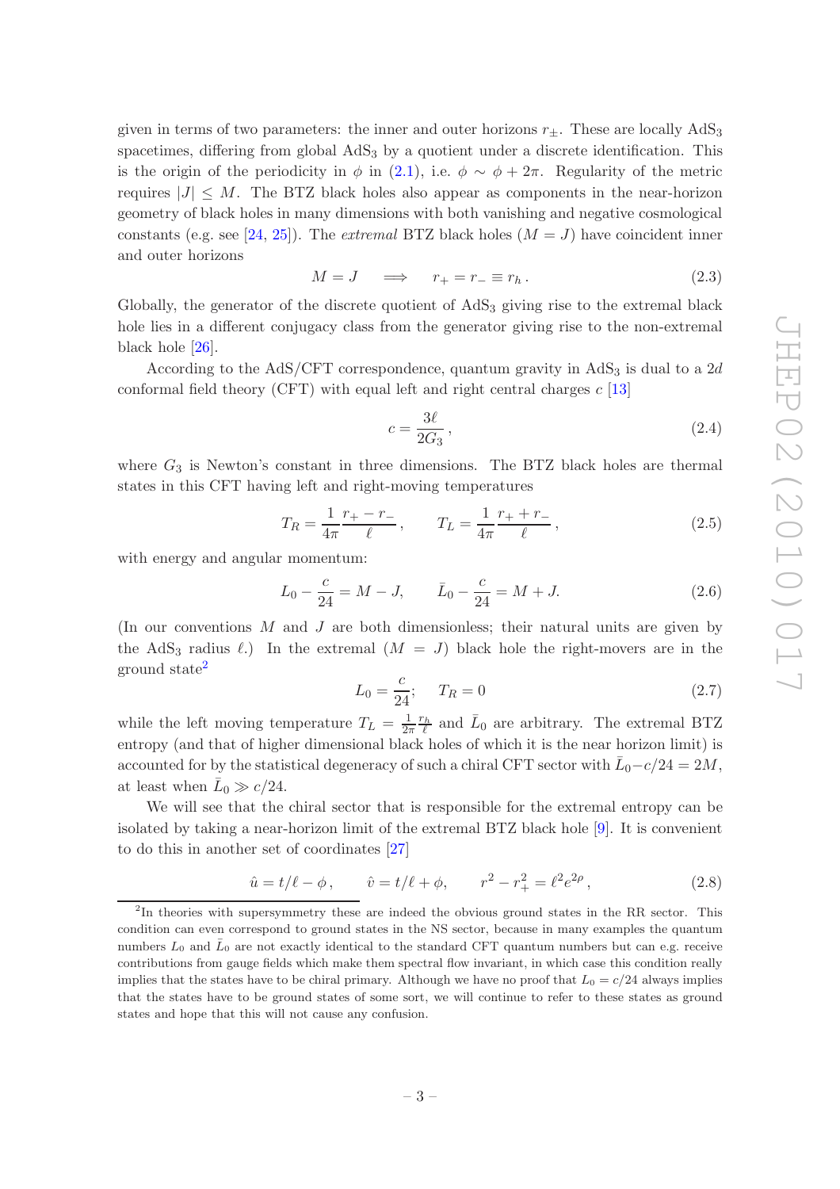given in terms of two parameters: the inner and outer horizons $r_\pm$. These are locally $\mathrm{AdS}_3$ spacetimes, differing from global $\mathrm{AdS}_3$ by a quotient under a discrete identification. This is the origin of the periodicity in $\phi$ in (2.1), i.e. $\phi \sim \phi + 2\pi$. Regularity of the metric requires $|J| \leq M$. The BTZ black holes also appear as components in the near-horizon geometry of black holes in many dimensions with both vanishing and negative cosmological constants (e.g. see [24, 25]). The *extremal* BTZ black holes ($M = J$) have coincident inner and outer horizons

$$M = J \quad \Longrightarrow \quad r_+ = r_- \equiv r_h \,. \tag{2.3}$$

Globally, the generator of the discrete quotient of $\mathrm{AdS}_3$ giving rise to the extremal black hole lies in a different conjugacy class from the generator giving rise to the non-extremal black hole [26].

According to the AdS/CFT correspondence, quantum gravity in $\mathrm{AdS}_3$ is dual to a $2d$ conformal field theory (CFT) with equal left and right central charges $c$ [13]

$$c = \frac{3\ell}{2G_3} \,, \tag{2.4}$$

where $G_3$ is Newton's constant in three dimensions. The BTZ black holes are thermal states in this CFT having left and right-moving temperatures

$$T_R = \frac{1}{4\pi}\frac{r_+ - r_-}{\ell} \,, \qquad T_L = \frac{1}{4\pi}\frac{r_+ + r_-}{\ell} \,, \tag{2.5}$$

with energy and angular momentum:

$$L_0 - \frac{c}{24} = M - J, \qquad \bar{L}_0 - \frac{c}{24} = M + J. \tag{2.6}$$

(In our conventions $M$ and $J$ are both dimensionless; their natural units are given by the $\mathrm{AdS}_3$ radius $\ell$.) In the extremal ($M = J$) black hole the right-movers are in the ground state[2]

$$L_0 = \frac{c}{24}; \quad T_R = 0 \tag{2.7}$$

while the left moving temperature $T_L = \frac{1}{2\pi}\frac{r_h}{\ell}$ and $\bar{L}_0$ are arbitrary. The extremal BTZ entropy (and that of higher dimensional black holes of which it is the near horizon limit) is accounted for by the statistical degeneracy of such a chiral CFT sector with $\bar{L}_0 - c/24 = 2M$, at least when $\bar{L}_0 \gg c/24$.

We will see that the chiral sector that is responsible for the extremal entropy can be isolated by taking a near-horizon limit of the extremal BTZ black hole [9]. It is convenient to do this in another set of coordinates [27]

$$\hat{u} = t/\ell - \phi \,, \qquad \hat{v} = t/\ell + \phi, \qquad r^2 - r_+^2 = \ell^2 e^{2\rho} \,, \tag{2.8}$$

[2] In theories with supersymmetry these are indeed the obvious ground states in the RR sector. This condition can even correspond to ground states in the NS sector, because in many examples the quantum numbers $L_0$ and $\bar{L}_0$ are not exactly identical to the standard CFT quantum numbers but can e.g. receive contributions from gauge fields which make them spectral flow invariant, in which case this condition really implies that the states have to be chiral primary. Although we have no proof that $L_0 = c/24$ always implies that the states have to be ground states of some sort, we will continue to refer to these states as ground states and hope that this will not cause any confusion.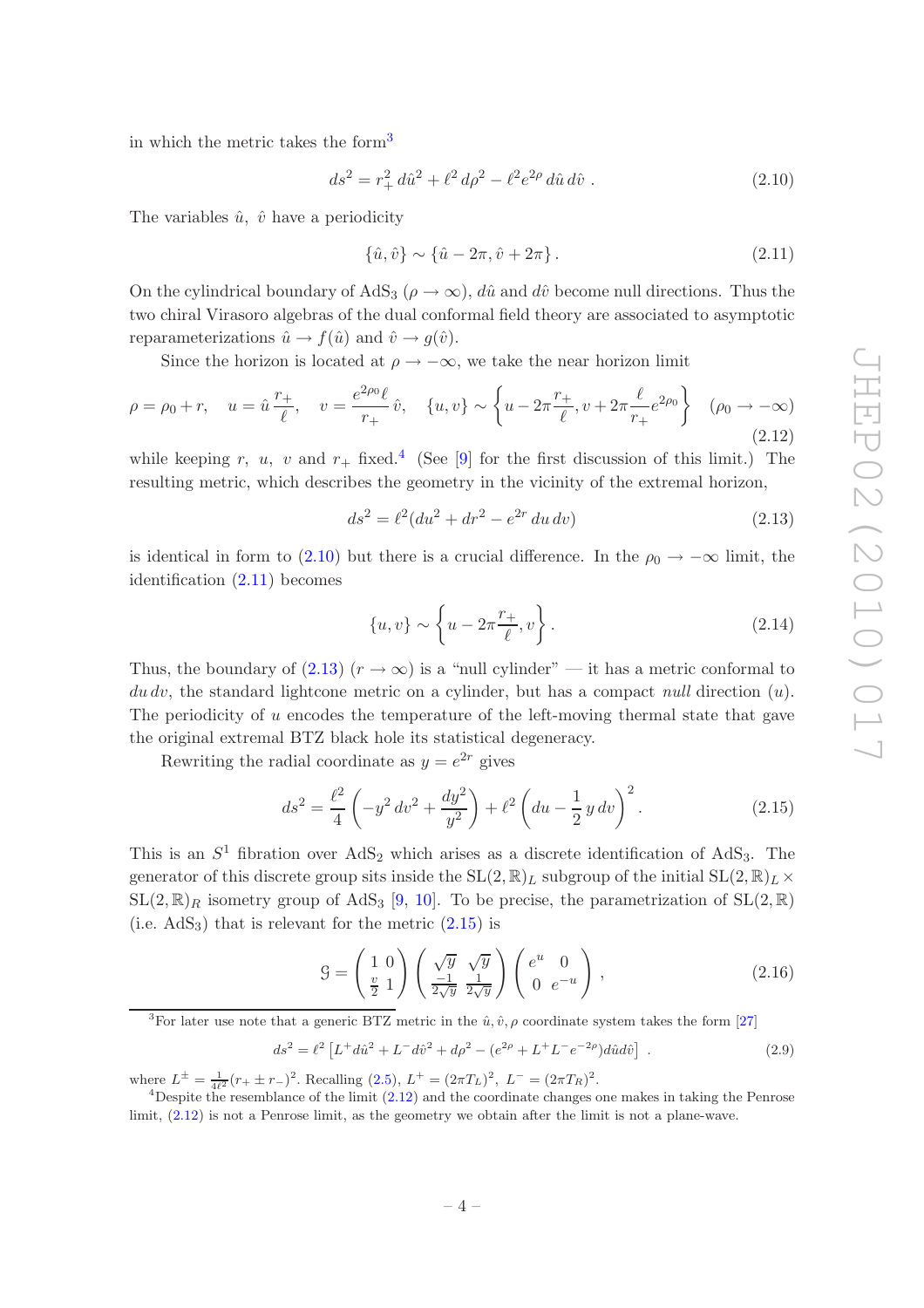in which the metric takes the form[3]

$$ds^2 = r_+^2 \, d\hat{u}^2 + \ell^2 \, d\rho^2 - \ell^2 e^{2\rho} \, d\hat{u} \, d\hat{v} \, . \tag{2.10}$$

The variables $\hat{u}$, $\hat{v}$ have a periodicity

$$\{\hat{u}, \hat{v}\} \sim \{\hat{u} - 2\pi, \hat{v} + 2\pi\} \, . \tag{2.11}$$

On the cylindrical boundary of AdS$_3$ ($\rho \to \infty$), $d\hat{u}$ and $d\hat{v}$ become null directions. Thus the two chiral Virasoro algebras of the dual conformal field theory are associated to asymptotic reparameterizations $\hat{u} \to f(\hat{u})$ and $\hat{v} \to g(\hat{v})$.

Since the horizon is located at $\rho \to -\infty$, we take the near horizon limit

$$\rho = \rho_0 + r, \quad u = \hat{u} \, \frac{r_+}{\ell}, \quad v = \frac{e^{2\rho_0} \ell}{r_+} \, \hat{v}, \quad \{u, v\} \sim \left\{ u - 2\pi \frac{r_+}{\ell}, v + 2\pi \frac{\ell}{r_+} e^{2\rho_0} \right\} \quad (\rho_0 \to -\infty) \tag{2.12}$$

while keeping $r$, $u$, $v$ and $r_+$ fixed.[4] (See [9] for the first discussion of this limit.) The resulting metric, which describes the geometry in the vicinity of the extremal horizon,

$$ds^2 = \ell^2 (du^2 + dr^2 - e^{2r} \, du \, dv) \tag{2.13}$$

is identical in form to (2.10) but there is a crucial difference. In the $\rho_0 \to -\infty$ limit, the identification (2.11) becomes

$$\{u, v\} \sim \left\{ u - 2\pi \frac{r_+}{\ell}, v \right\} . \tag{2.14}$$

Thus, the boundary of (2.13) ($r \to \infty$) is a "null cylinder" — it has a metric conformal to $du \, dv$, the standard lightcone metric on a cylinder, but has a compact *null* direction ($u$). The periodicity of $u$ encodes the temperature of the left-moving thermal state that gave the original extremal BTZ black hole its statistical degeneracy.

Rewriting the radial coordinate as $y = e^{2r}$ gives

$$ds^2 = \frac{\ell^2}{4} \left( -y^2 \, dv^2 + \frac{dy^2}{y^2} \right) + \ell^2 \left( du - \frac{1}{2} \, y \, dv \right)^2 . \tag{2.15}$$

This is an $S^1$ fibration over AdS$_2$ which arises as a discrete identification of AdS$_3$. The generator of this discrete group sits inside the $\mathrm{SL}(2,\mathbb{R})_L$ subgroup of the initial $\mathrm{SL}(2,\mathbb{R})_L \times \mathrm{SL}(2,\mathbb{R})_R$ isometry group of AdS$_3$ [9, 10]. To be precise, the parametrization of $\mathrm{SL}(2,\mathbb{R})$ (i.e. AdS$_3$) that is relevant for the metric (2.15) is

$$\mathcal{G} = \begin{pmatrix} 1 & 0 \\ \frac{v}{2} & 1 \end{pmatrix} \begin{pmatrix} \sqrt{y} & \sqrt{y} \\ \frac{-1}{2\sqrt{y}} & \frac{1}{2\sqrt{y}} \end{pmatrix} \begin{pmatrix} e^u & 0 \\ 0 & e^{-u} \end{pmatrix} , \tag{2.16}$$

---

[3] For later use note that a generic BTZ metric in the $\hat{u}, \hat{v}, \rho$ coordinate system takes the form [27]

$$ds^2 = \ell^2 \left[ L^+ d\hat{u}^2 + L^- d\hat{v}^2 + d\rho^2 - (e^{2\rho} + L^+ L^- e^{-2\rho}) d\hat{u} d\hat{v} \right] . \tag{2.9}$$

where $L^\pm = \frac{1}{4\ell^2}(r_+ \pm r_-)^2$. Recalling (2.5), $L^+ = (2\pi T_L)^2$, $L^- = (2\pi T_R)^2$.

[4] Despite the resemblance of the limit (2.12) and the coordinate changes one makes in taking the Penrose limit, (2.12) is not a Penrose limit, as the geometry we obtain after the limit is not a plane-wave.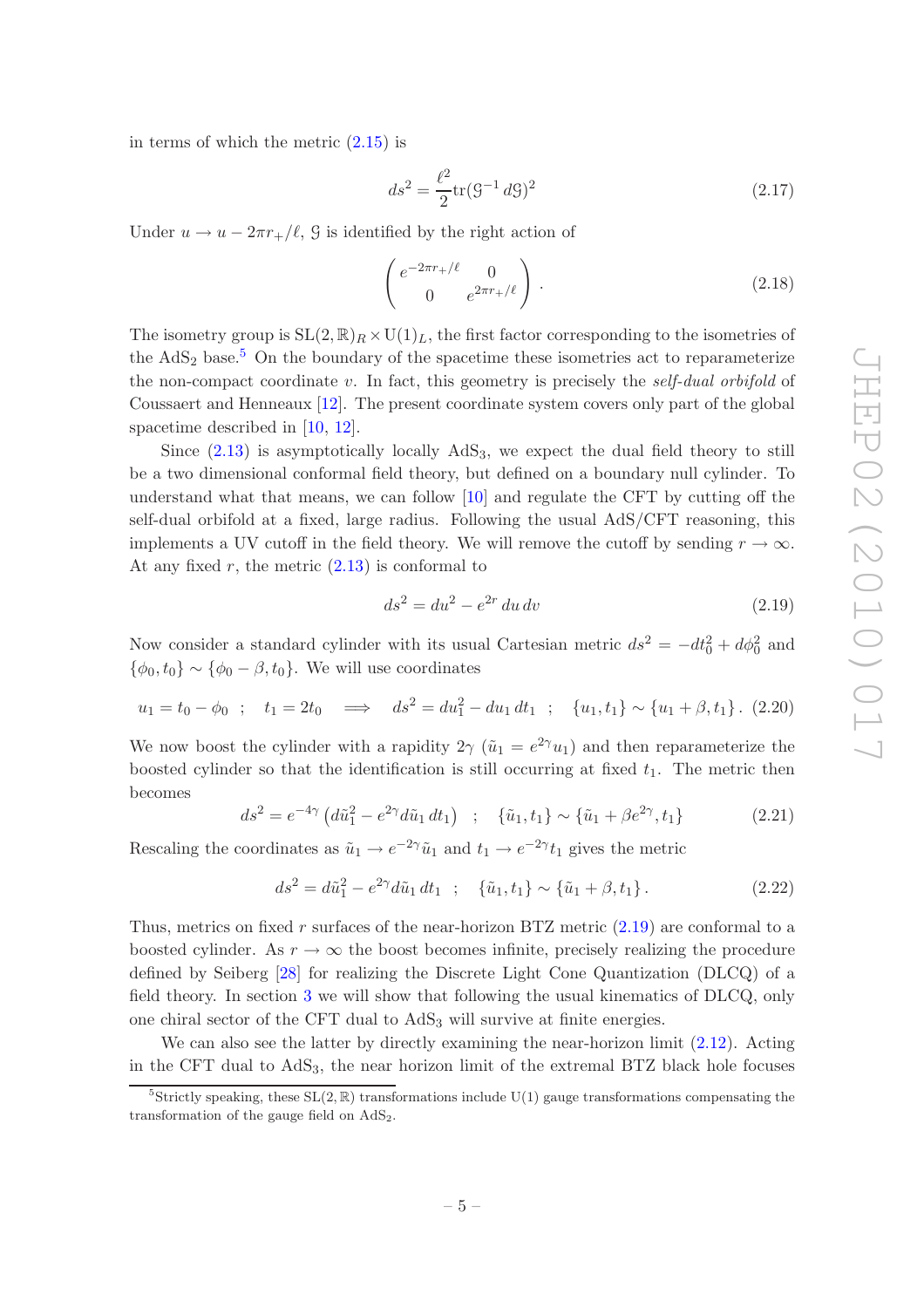in terms of which the metric (2.15) is

$$ds^2 = \frac{\ell^2}{2}\mathrm{tr}(\mathcal{G}^{-1}\,d\mathcal{G})^2 \tag{2.17}$$

Under $u \to u - 2\pi r_+/\ell$, $\mathcal{G}$ is identified by the right action of

$$\begin{pmatrix} e^{-2\pi r_+/\ell} & 0 \\ 0 & e^{2\pi r_+/\ell} \end{pmatrix}. \tag{2.18}$$

The isometry group is $\mathrm{SL}(2,\mathbb{R})_R \times \mathrm{U}(1)_L$, the first factor corresponding to the isometries of the $\mathrm{AdS}_2$ base.[5] On the boundary of the spacetime these isometries act to reparameterize the non-compact coordinate $v$. In fact, this geometry is precisely the *self-dual orbifold* of Coussaert and Henneaux [12]. The present coordinate system covers only part of the global spacetime described in [10, 12].

Since (2.13) is asymptotically locally $\mathrm{AdS}_3$, we expect the dual field theory to still be a two dimensional conformal field theory, but defined on a boundary null cylinder. To understand what that means, we can follow [10] and regulate the CFT by cutting off the self-dual orbifold at a fixed, large radius. Following the usual AdS/CFT reasoning, this implements a UV cutoff in the field theory. We will remove the cutoff by sending $r \to \infty$. At any fixed $r$, the metric (2.13) is conformal to

$$ds^2 = du^2 - e^{2r}\,du\,dv \tag{2.19}$$

Now consider a standard cylinder with its usual Cartesian metric $ds^2 = -dt_0^2 + d\phi_0^2$ and $\{\phi_0, t_0\} \sim \{\phi_0 - \beta, t_0\}$. We will use coordinates

$$u_1 = t_0 - \phi_0 \;\;;\;\;\; t_1 = 2t_0 \quad\Longrightarrow\quad ds^2 = du_1^2 - du_1\,dt_1 \;\;;\;\;\; \{u_1, t_1\} \sim \{u_1 + \beta, t_1\}\,. \tag{2.20}$$

We now boost the cylinder with a rapidity $2\gamma$ ($\tilde{u}_1 = e^{2\gamma}u_1$) and then reparameterize the boosted cylinder so that the identification is still occurring at fixed $t_1$. The metric then becomes

$$ds^2 = e^{-4\gamma}\left(d\tilde{u}_1^2 - e^{2\gamma}d\tilde{u}_1\,dt_1\right) \;\;;\;\;\; \{\tilde{u}_1, t_1\} \sim \{\tilde{u}_1 + \beta e^{2\gamma}, t_1\} \tag{2.21}$$

Rescaling the coordinates as $\tilde{u}_1 \to e^{-2\gamma}\tilde{u}_1$ and $t_1 \to e^{-2\gamma}t_1$ gives the metric

$$ds^2 = d\tilde{u}_1^2 - e^{2\gamma}d\tilde{u}_1\,dt_1 \;\;;\;\;\; \{\tilde{u}_1, t_1\} \sim \{\tilde{u}_1 + \beta, t_1\}\,. \tag{2.22}$$

Thus, metrics on fixed $r$ surfaces of the near-horizon BTZ metric (2.19) are conformal to a boosted cylinder. As $r \to \infty$ the boost becomes infinite, precisely realizing the procedure defined by Seiberg [28] for realizing the Discrete Light Cone Quantization (DLCQ) of a field theory. In section 3 we will show that following the usual kinematics of DLCQ, only one chiral sector of the CFT dual to $\mathrm{AdS}_3$ will survive at finite energies.

We can also see the latter by directly examining the near-horizon limit (2.12). Acting in the CFT dual to $\mathrm{AdS}_3$, the near horizon limit of the extremal BTZ black hole focuses

[5] Strictly speaking, these $\mathrm{SL}(2,\mathbb{R})$ transformations include $\mathrm{U}(1)$ gauge transformations compensating the transformation of the gauge field on $\mathrm{AdS}_2$.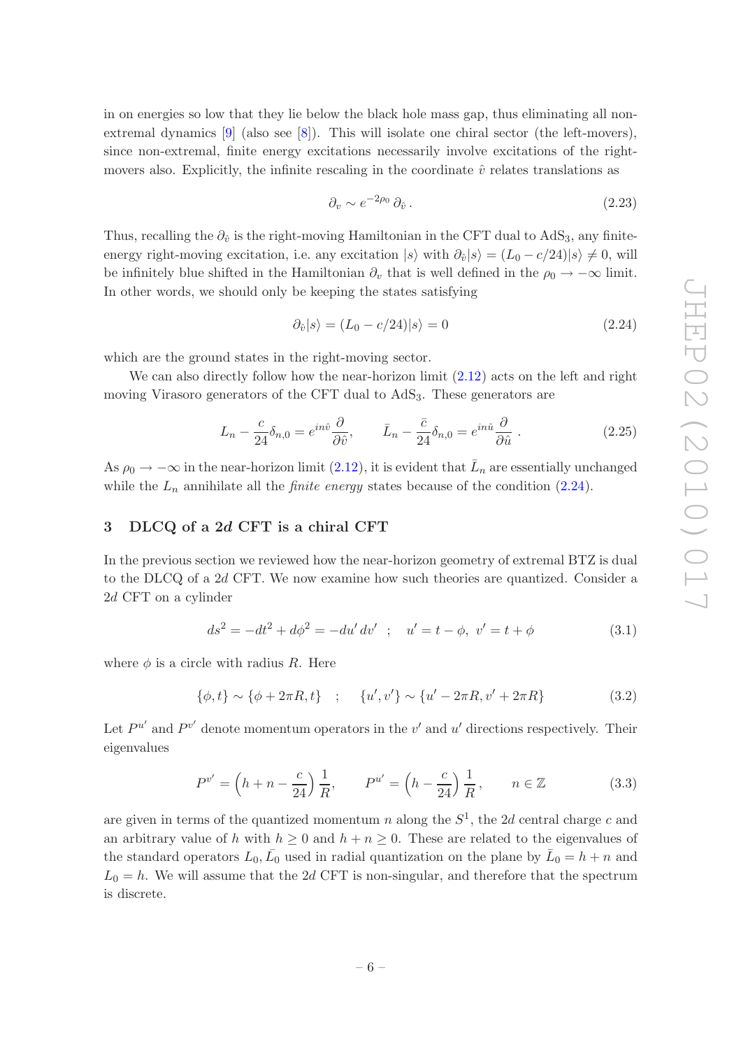in on energies so low that they lie below the black hole mass gap, thus eliminating all non-extremal dynamics [9] (also see [8]). This will isolate one chiral sector (the left-movers), since non-extremal, finite energy excitations necessarily involve excitations of the right-movers also. Explicitly, the infinite rescaling in the coordinate $\hat{v}$ relates translations as

$$\partial_v \sim e^{-2\rho_0}\, \partial_{\hat{v}}\,. \tag{2.23}$$

Thus, recalling the $\partial_{\hat{v}}$ is the right-moving Hamiltonian in the CFT dual to AdS$_3$, any finite-energy right-moving excitation, i.e. any excitation $|s\rangle$ with $\partial_{\hat{v}}|s\rangle = (L_0 - c/24)|s\rangle \neq 0$, will be infinitely blue shifted in the Hamiltonian $\partial_v$ that is well defined in the $\rho_0 \to -\infty$ limit. In other words, we should only be keeping the states satisfying

$$\partial_{\hat{v}}|s\rangle = (L_0 - c/24)|s\rangle = 0 \tag{2.24}$$

which are the ground states in the right-moving sector.

We can also directly follow how the near-horizon limit (2.12) acts on the left and right moving Virasoro generators of the CFT dual to AdS$_3$. These generators are

$$L_n - \frac{c}{24}\delta_{n,0} = e^{in\hat{v}}\frac{\partial}{\partial \hat{v}}, \qquad \bar{L}_n - \frac{\bar{c}}{24}\delta_{n,0} = e^{in\hat{u}}\frac{\partial}{\partial \hat{u}}\,. \tag{2.25}$$

As $\rho_0 \to -\infty$ in the near-horizon limit (2.12), it is evident that $\bar{L}_n$ are essentially unchanged while the $L_n$ annihilate all the *finite energy* states because of the condition (2.24).

## 3 DLCQ of a 2$d$ CFT is a chiral CFT

In the previous section we reviewed how the near-horizon geometry of extremal BTZ is dual to the DLCQ of a 2$d$ CFT. We now examine how such theories are quantized. Consider a 2$d$ CFT on a cylinder

$$ds^2 = -dt^2 + d\phi^2 = -du'\,dv' \quad ; \quad u' = t - \phi,\ v' = t + \phi \tag{3.1}$$

where $\phi$ is a circle with radius $R$. Here

$$\{\phi, t\} \sim \{\phi + 2\pi R, t\} \quad ; \quad \{u', v'\} \sim \{u' - 2\pi R, v' + 2\pi R\} \tag{3.2}$$

Let $P^{u'}$ and $P^{v'}$ denote momentum operators in the $v'$ and $u'$ directions respectively. Their eigenvalues

$$P^{v'} = \left(h + n - \frac{c}{24}\right)\frac{1}{R}, \qquad P^{u'} = \left(h - \frac{c}{24}\right)\frac{1}{R}, \qquad n \in \mathbb{Z} \tag{3.3}$$

are given in terms of the quantized momentum $n$ along the $S^1$, the 2$d$ central charge $c$ and an arbitrary value of $h$ with $h \geq 0$ and $h + n \geq 0$. These are related to the eigenvalues of the standard operators $L_0, \bar{L}_0$ used in radial quantization on the plane by $\bar{L}_0 = h + n$ and $L_0 = h$. We will assume that the 2$d$ CFT is non-singular, and therefore that the spectrum is discrete.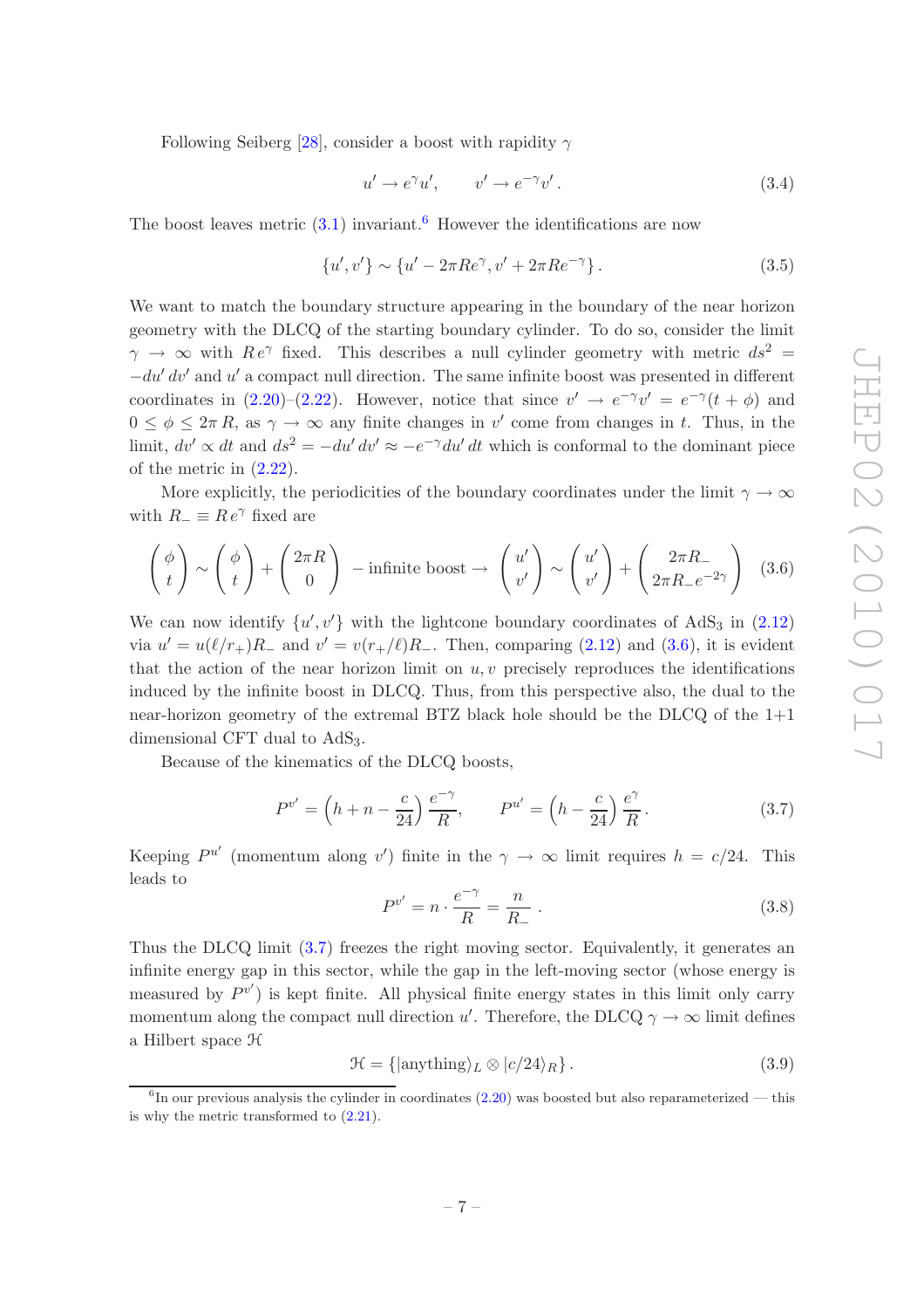Following Seiberg [28], consider a boost with rapidity $\gamma$

$$u' \to e^{\gamma} u', \qquad v' \to e^{-\gamma} v' . \tag{3.4}$$

The boost leaves metric (3.1) invariant.[6] However the identifications are now

$$\{u', v'\} \sim \{u' - 2\pi R e^{\gamma}, v' + 2\pi R e^{-\gamma}\} . \tag{3.5}$$

We want to match the boundary structure appearing in the boundary of the near horizon geometry with the DLCQ of the starting boundary cylinder. To do so, consider the limit $\gamma \to \infty$ with $R e^{\gamma}$ fixed. This describes a null cylinder geometry with metric $ds^2 = -du'\,dv'$ and $u'$ a compact null direction. The same infinite boost was presented in different coordinates in (2.20)–(2.22). However, notice that since $v' \to e^{-\gamma} v' = e^{-\gamma}(t + \phi)$ and $0 \le \phi \le 2\pi\, R$, as $\gamma \to \infty$ any finite changes in $v'$ come from changes in $t$. Thus, in the limit, $dv' \propto dt$ and $ds^2 = -du'\,dv' \approx -e^{-\gamma} du'\,dt$ which is conformal to the dominant piece of the metric in (2.22).

More explicitly, the periodicities of the boundary coordinates under the limit $\gamma \to \infty$ with $R_- \equiv R\,e^{\gamma}$ fixed are

$$\begin{pmatrix} \phi \\ t \end{pmatrix} \sim \begin{pmatrix} \phi \\ t \end{pmatrix} + \begin{pmatrix} 2\pi R \\ 0 \end{pmatrix} \;\; \text{– infinite boost} \to \;\; \begin{pmatrix} u' \\ v' \end{pmatrix} \sim \begin{pmatrix} u' \\ v' \end{pmatrix} + \begin{pmatrix} 2\pi R_- \\ 2\pi R_- e^{-2\gamma} \end{pmatrix} \tag{3.6}$$

We can now identify $\{u', v'\}$ with the lightcone boundary coordinates of $\mathrm{AdS}_3$ in (2.12) via $u' = u(\ell/r_+) R_-$ and $v' = v(r_+/\ell) R_-$. Then, comparing (2.12) and (3.6), it is evident that the action of the near horizon limit on $u, v$ precisely reproduces the identifications induced by the infinite boost in DLCQ. Thus, from this perspective also, the dual to the near-horizon geometry of the extremal BTZ black hole should be the DLCQ of the 1+1 dimensional CFT dual to $\mathrm{AdS}_3$.

Because of the kinematics of the DLCQ boosts,

$$P^{v'} = \left(h + n - \frac{c}{24}\right)\frac{e^{-\gamma}}{R}, \qquad P^{u'} = \left(h - \frac{c}{24}\right)\frac{e^{\gamma}}{R} . \tag{3.7}$$

Keeping $P^{u'}$ (momentum along $v'$) finite in the $\gamma \to \infty$ limit requires $h = c/24$. This leads to

$$P^{v'} = n \cdot \frac{e^{-\gamma}}{R} = \frac{n}{R_-} . \tag{3.8}$$

Thus the DLCQ limit (3.7) freezes the right moving sector. Equivalently, it generates an infinite energy gap in this sector, while the gap in the left-moving sector (whose energy is measured by $P^{v'}$) is kept finite. All physical finite energy states in this limit only carry momentum along the compact null direction $u'$. Therefore, the DLCQ $\gamma \to \infty$ limit defines a Hilbert space $\mathcal{H}$

$$\mathcal{H} = \{|\text{anything}\rangle_L \otimes |c/24\rangle_R\} . \tag{3.9}$$

---

[6] In our previous analysis the cylinder in coordinates (2.20) was boosted but also reparameterized — this is why the metric transformed to (2.21).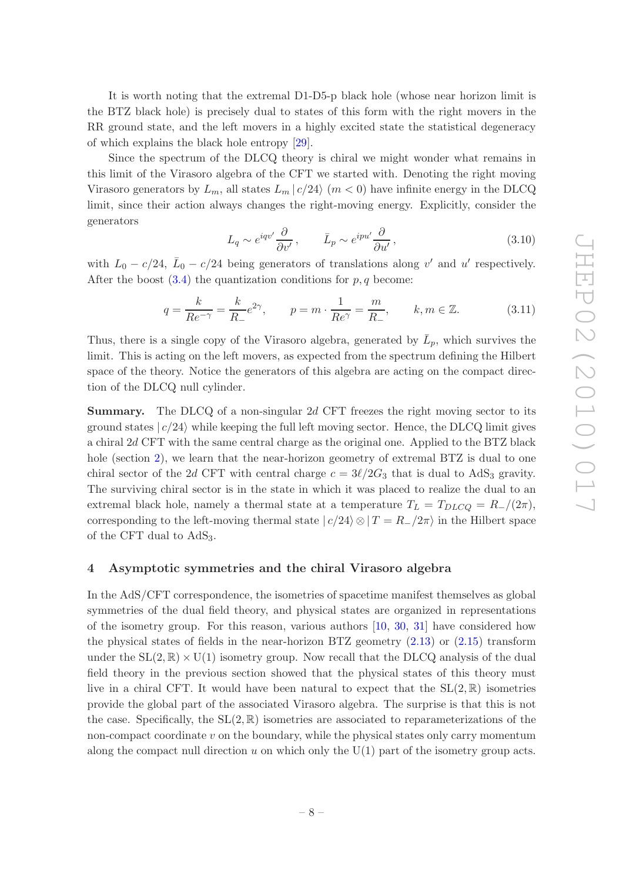It is worth noting that the extremal D1-D5-p black hole (whose near horizon limit is the BTZ black hole) is precisely dual to states of this form with the right movers in the RR ground state, and the left movers in a highly excited state the statistical degeneracy of which explains the black hole entropy [29].

Since the spectrum of the DLCQ theory is chiral we might wonder what remains in this limit of the Virasoro algebra of the CFT we started with. Denoting the right moving Virasoro generators by $L_m$, all states $L_m \,|\, c/24\rangle$ $(m < 0)$ have infinite energy in the DLCQ limit, since their action always changes the right-moving energy. Explicitly, consider the generators

$$L_q \sim e^{iqv'} \frac{\partial}{\partial v'} \,, \qquad \bar{L}_p \sim e^{ipu'} \frac{\partial}{\partial u'} \,, \tag{3.10}$$

with $L_0 - c/24$, $\bar{L}_0 - c/24$ being generators of translations along $v'$ and $u'$ respectively. After the boost (3.4) the quantization conditions for $p, q$ become:

$$q = \frac{k}{Re^{-\gamma}} = \frac{k}{R_-} e^{2\gamma}, \qquad p = m \cdot \frac{1}{Re^{\gamma}} = \frac{m}{R_-}, \qquad k, m \in \mathbb{Z}. \tag{3.11}$$

Thus, there is a single copy of the Virasoro algebra, generated by $\bar{L}_p$, which survives the limit. This is acting on the left movers, as expected from the spectrum defining the Hilbert space of the theory. Notice the generators of this algebra are acting on the compact direction of the DLCQ null cylinder.

**Summary.** The DLCQ of a non-singular $2d$ CFT freezes the right moving sector to its ground states $|\, c/24\rangle$ while keeping the full left moving sector. Hence, the DLCQ limit gives a chiral $2d$ CFT with the same central charge as the original one. Applied to the BTZ black hole (section 2), we learn that the near-horizon geometry of extremal BTZ is dual to one chiral sector of the $2d$ CFT with central charge $c = 3\ell/2G_3$ that is dual to $AdS_3$ gravity. The surviving chiral sector is in the state in which it was placed to realize the dual to an extremal black hole, namely a thermal state at a temperature $T_L = T_{DLCQ} = R_-/(2\pi)$, corresponding to the left-moving thermal state $|\, c/24\rangle \otimes |\, T = R_-/2\pi\rangle$ in the Hilbert space of the CFT dual to $AdS_3$.

## 4 Asymptotic symmetries and the chiral Virasoro algebra

In the AdS/CFT correspondence, the isometries of spacetime manifest themselves as global symmetries of the dual field theory, and physical states are organized in representations of the isometry group. For this reason, various authors [10, 30, 31] have considered how the physical states of fields in the near-horizon BTZ geometry (2.13) or (2.15) transform under the $\mathrm{SL}(2,\mathbb{R}) \times \mathrm{U}(1)$ isometry group. Now recall that the DLCQ analysis of the dual field theory in the previous section showed that the physical states of this theory must live in a chiral CFT. It would have been natural to expect that the $\mathrm{SL}(2,\mathbb{R})$ isometries provide the global part of the associated Virasoro algebra. The surprise is that this is not the case. Specifically, the $\mathrm{SL}(2,\mathbb{R})$ isometries are associated to reparameterizations of the non-compact coordinate $v$ on the boundary, while the physical states only carry momentum along the compact null direction $u$ on which only the $\mathrm{U}(1)$ part of the isometry group acts.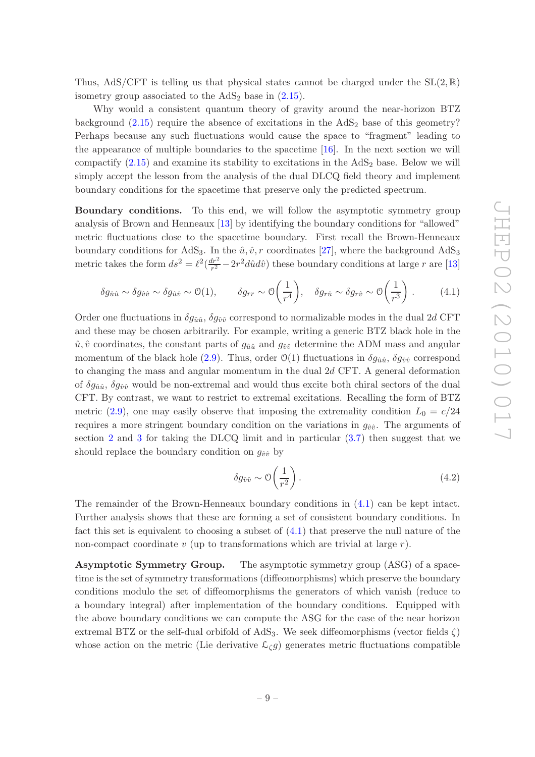Thus, AdS/CFT is telling us that physical states cannot be charged under the $\mathrm{SL}(2,\mathbb{R})$ isometry group associated to the $\mathrm{AdS}_2$ base in (2.15).

Why would a consistent quantum theory of gravity around the near-horizon BTZ background (2.15) require the absence of excitations in the $\mathrm{AdS}_2$ base of this geometry? Perhaps because any such fluctuations would cause the space to "fragment" leading to the appearance of multiple boundaries to the spacetime [16]. In the next section we will compactify (2.15) and examine its stability to excitations in the $\mathrm{AdS}_2$ base. Below we will simply accept the lesson from the analysis of the dual DLCQ field theory and implement boundary conditions for the spacetime that preserve only the predicted spectrum.

**Boundary conditions.** To this end, we will follow the asymptotic symmetry group analysis of Brown and Henneaux [13] by identifying the boundary conditions for "allowed" metric fluctuations close to the spacetime boundary. First recall the Brown-Henneaux boundary conditions for $\mathrm{AdS}_3$. In the $\hat{u}, \hat{v}, r$ coordinates [27], where the background $\mathrm{AdS}_3$ metric takes the form $ds^2 = \ell^2(\frac{dr^2}{r^2} - 2r^2 d\hat{u}d\hat{v})$ these boundary conditions at large $r$ are [13]

$$\delta g_{\hat{u}\hat{u}} \sim \delta g_{\hat{v}\hat{v}} \sim \delta g_{\hat{u}\hat{v}} \sim \mathcal{O}(1), \qquad \delta g_{rr} \sim \mathcal{O}\left(\frac{1}{r^4}\right), \quad \delta g_{r\hat{u}} \sim \delta g_{r\hat{v}} \sim \mathcal{O}\left(\frac{1}{r^3}\right). \tag{4.1}$$

Order one fluctuations in $\delta g_{\hat{u}\hat{u}}$, $\delta g_{\hat{v}\hat{v}}$ correspond to normalizable modes in the dual $2d$ CFT and these may be chosen arbitrarily. For example, writing a generic BTZ black hole in the $\hat{u}, \hat{v}$ coordinates, the constant parts of $g_{\hat{u}\hat{u}}$ and $g_{\hat{v}\hat{v}}$ determine the ADM mass and angular momentum of the black hole (2.9). Thus, order $\mathcal{O}(1)$ fluctuations in $\delta g_{\hat{u}\hat{u}}$, $\delta g_{\hat{v}\hat{v}}$ correspond to changing the mass and angular momentum in the dual $2d$ CFT. A general deformation of $\delta g_{\hat{u}\hat{u}}$, $\delta g_{\hat{v}\hat{v}}$ would be non-extremal and would thus excite both chiral sectors of the dual CFT. By contrast, we want to restrict to extremal excitations. Recalling the form of BTZ metric (2.9), one may easily observe that imposing the extremality condition $L_0 = c/24$ requires a more stringent boundary condition on the variations in $g_{\hat{v}\hat{v}}$. The arguments of section 2 and 3 for taking the DLCQ limit and in particular (3.7) then suggest that we should replace the boundary condition on $g_{\hat{v}\hat{v}}$ by

$$\delta g_{\hat{v}\hat{v}} \sim \mathcal{O}\left(\frac{1}{r^2}\right). \tag{4.2}$$

The remainder of the Brown-Henneaux boundary conditions in (4.1) can be kept intact. Further analysis shows that these are forming a set of consistent boundary conditions. In fact this set is equivalent to choosing a subset of (4.1) that preserve the null nature of the non-compact coordinate $v$ (up to transformations which are trivial at large $r$).

**Asymptotic Symmetry Group.** The asymptotic symmetry group (ASG) of a spacetime is the set of symmetry transformations (diffeomorphisms) which preserve the boundary conditions modulo the set of diffeomorphisms the generators of which vanish (reduce to a boundary integral) after implementation of the boundary conditions. Equipped with the above boundary conditions we can compute the ASG for the case of the near horizon extremal BTZ or the self-dual orbifold of $\mathrm{AdS}_3$. We seek diffeomorphisms (vector fields $\zeta$) whose action on the metric (Lie derivative $\mathcal{L}_\zeta g$) generates metric fluctuations compatible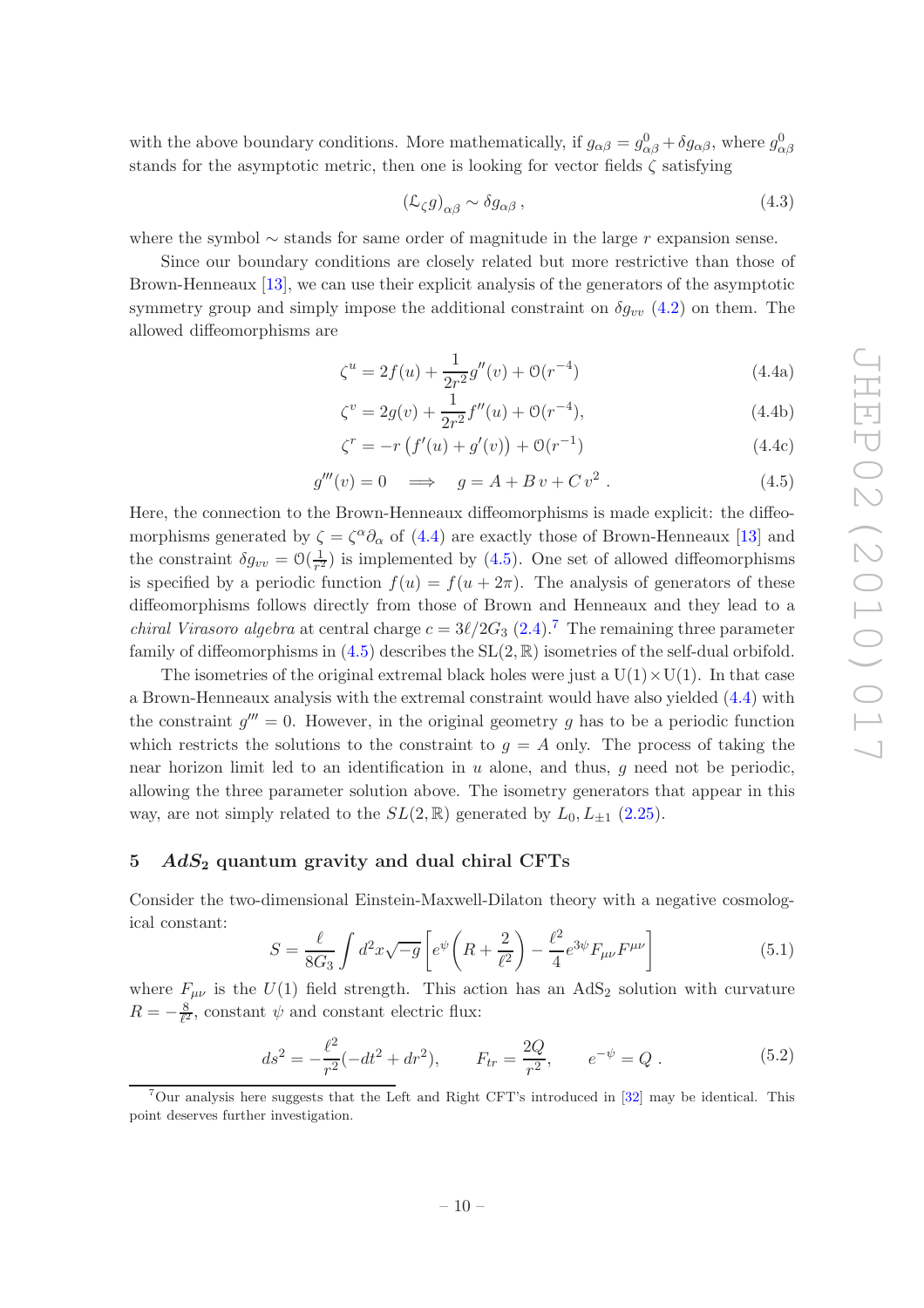with the above boundary conditions. More mathematically, if $g_{\alpha\beta} = g^0_{\alpha\beta} + \delta g_{\alpha\beta}$, where $g^0_{\alpha\beta}$ stands for the asymptotic metric, then one is looking for vector fields $\zeta$ satisfying

$$(\mathcal{L}_\zeta g)_{\alpha\beta} \sim \delta g_{\alpha\beta}\,, \tag{4.3}$$

where the symbol $\sim$ stands for same order of magnitude in the large $r$ expansion sense.

Since our boundary conditions are closely related but more restrictive than those of Brown-Henneaux [13], we can use their explicit analysis of the generators of the asymptotic symmetry group and simply impose the additional constraint on $\delta g_{vv}$ (4.2) on them. The allowed diffeomorphisms are

$$\zeta^u = 2f(u) + \frac{1}{2r^2}g''(v) + \mathcal{O}(r^{-4}) \tag{4.4a}$$

$$\zeta^v = 2g(v) + \frac{1}{2r^2}f''(u) + \mathcal{O}(r^{-4}), \tag{4.4b}$$

$$\zeta^r = -r\left(f'(u) + g'(v)\right) + \mathcal{O}(r^{-1}) \tag{4.4c}$$

$$g'''(v) = 0 \quad \Longrightarrow \quad g = A + B\,v + C\,v^2\,. \tag{4.5}$$

Here, the connection to the Brown-Henneaux diffeomorphisms is made explicit: the diffeomorphisms generated by $\zeta = \zeta^\alpha \partial_\alpha$ of (4.4) are exactly those of Brown-Henneaux [13] and the constraint $\delta g_{vv} = \mathcal{O}(\frac{1}{r^2})$ is implemented by (4.5). One set of allowed diffeomorphisms is specified by a periodic function $f(u) = f(u + 2\pi)$. The analysis of generators of these diffeomorphisms follows directly from those of Brown and Henneaux and they lead to a *chiral Virasoro algebra* at central charge $c = 3\ell/2G_3$ (2.4).[7] The remaining three parameter family of diffeomorphisms in (4.5) describes the $\mathrm{SL}(2,\mathbb{R})$ isometries of the self-dual orbifold.

The isometries of the original extremal black holes were just a $\mathrm{U}(1)\times\mathrm{U}(1)$. In that case a Brown-Henneaux analysis with the extremal constraint would have also yielded (4.4) with the constraint $g''' = 0$. However, in the original geometry $g$ has to be a periodic function which restricts the solutions to the constraint to $g = A$ only. The process of taking the near horizon limit led to an identification in $u$ alone, and thus, $g$ need not be periodic, allowing the three parameter solution above. The isometry generators that appear in this way, are not simply related to the $SL(2,\mathbb{R})$ generated by $L_0, L_{\pm 1}$ (2.25).

## 5 $AdS_2$ quantum gravity and dual chiral CFTs

Consider the two-dimensional Einstein-Maxwell-Dilaton theory with a negative cosmological constant:

$$S = \frac{\ell}{8G_3}\int d^2x\sqrt{-g}\left[e^{\psi}\left(R + \frac{2}{\ell^2}\right) - \frac{\ell^2}{4}e^{3\psi}F_{\mu\nu}F^{\mu\nu}\right] \tag{5.1}$$

where $F_{\mu\nu}$ is the $U(1)$ field strength. This action has an $\mathrm{AdS}_2$ solution with curvature $R = -\frac{8}{\ell^2}$, constant $\psi$ and constant electric flux:

$$ds^2 = -\frac{\ell^2}{r^2}(-dt^2 + dr^2), \qquad F_{tr} = \frac{2Q}{r^2}, \qquad e^{-\psi} = Q\,. \tag{5.2}$$

[7] Our analysis here suggests that the Left and Right CFT's introduced in [32] may be identical. This point deserves further investigation.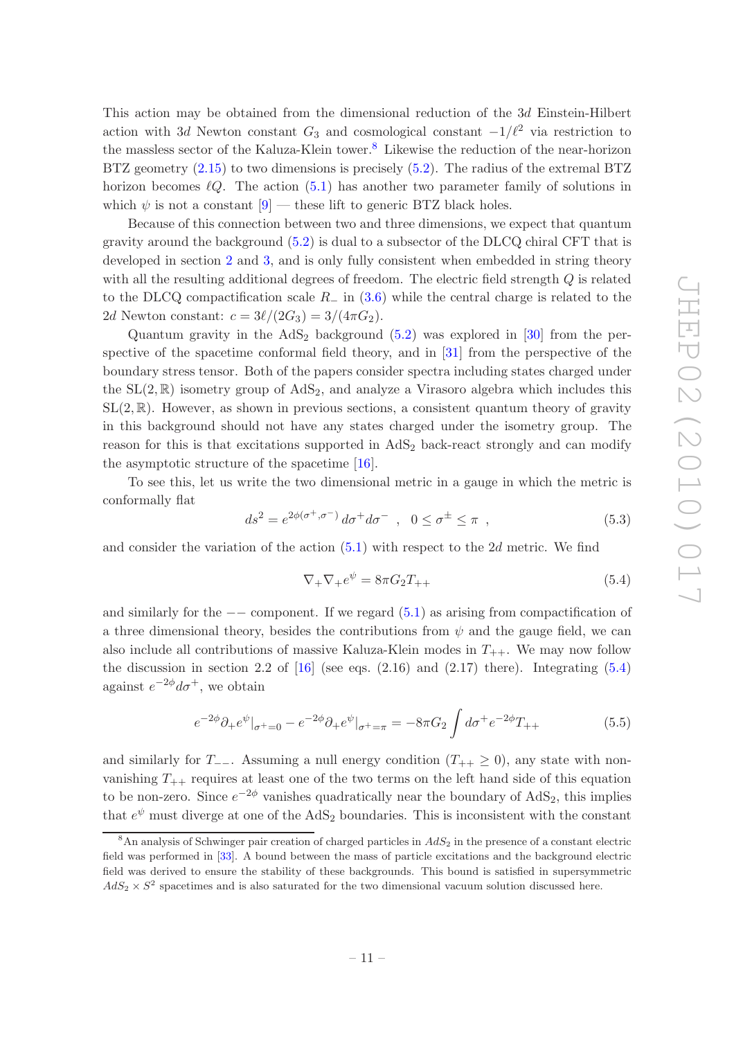This action may be obtained from the dimensional reduction of the $3d$ Einstein-Hilbert action with $3d$ Newton constant $G_3$ and cosmological constant $-1/\ell^2$ via restriction to the massless sector of the Kaluza-Klein tower.[8] Likewise the reduction of the near-horizon BTZ geometry (2.15) to two dimensions is precisely (5.2). The radius of the extremal BTZ horizon becomes $\ell Q$. The action (5.1) has another two parameter family of solutions in which $\psi$ is not a constant [9] — these lift to generic BTZ black holes.

Because of this connection between two and three dimensions, we expect that quantum gravity around the background (5.2) is dual to a subsector of the DLCQ chiral CFT that is developed in section 2 and 3, and is only fully consistent when embedded in string theory with all the resulting additional degrees of freedom. The electric field strength $Q$ is related to the DLCQ compactification scale $R_-$ in (3.6) while the central charge is related to the $2d$ Newton constant: $c = 3\ell/(2G_3) = 3/(4\pi G_2)$.

Quantum gravity in the $AdS_2$ background (5.2) was explored in [30] from the perspective of the spacetime conformal field theory, and in [31] from the perspective of the boundary stress tensor. Both of the papers consider spectra including states charged under the $SL(2,\mathbb{R})$ isometry group of $AdS_2$, and analyze a Virasoro algebra which includes this $SL(2,\mathbb{R})$. However, as shown in previous sections, a consistent quantum theory of gravity in this background should not have any states charged under the isometry group. The reason for this is that excitations supported in $AdS_2$ back-react strongly and can modify the asymptotic structure of the spacetime [16].

To see this, let us write the two dimensional metric in a gauge in which the metric is conformally flat

$$ds^2 = e^{2\phi(\sigma^+,\sigma^-)}\,d\sigma^+ d\sigma^- \;\; , \;\; 0 \le \sigma^\pm \le \pi \;\; , \tag{5.3}$$

and consider the variation of the action (5.1) with respect to the $2d$ metric. We find

$$\nabla_+\nabla_+ e^{\psi} = 8\pi G_2 T_{++} \tag{5.4}$$

and similarly for the $--$ component. If we regard (5.1) as arising from compactification of a three dimensional theory, besides the contributions from $\psi$ and the gauge field, we can also include all contributions of massive Kaluza-Klein modes in $T_{++}$. We may now follow the discussion in section 2.2 of [16] (see eqs. (2.16) and (2.17) there). Integrating (5.4) against $e^{-2\phi}d\sigma^+$, we obtain

$$e^{-2\phi}\partial_+ e^{\psi}|_{\sigma^+=0} - e^{-2\phi}\partial_+ e^{\psi}|_{\sigma^+=\pi} = -8\pi G_2 \int d\sigma^+ e^{-2\phi} T_{++} \tag{5.5}$$

and similarly for $T_{--}$. Assuming a null energy condition ($T_{++} \ge 0$), any state with non-vanishing $T_{++}$ requires at least one of the two terms on the left hand side of this equation to be non-zero. Since $e^{-2\phi}$ vanishes quadratically near the boundary of $AdS_2$, this implies that $e^{\psi}$ must diverge at one of the $AdS_2$ boundaries. This is inconsistent with the constant

---

[8] An analysis of Schwinger pair creation of charged particles in $AdS_2$ in the presence of a constant electric field was performed in [33]. A bound between the mass of particle excitations and the background electric field was derived to ensure the stability of these backgrounds. This bound is satisfied in supersymmetric $AdS_2 \times S^2$ spacetimes and is also saturated for the two dimensional vacuum solution discussed here.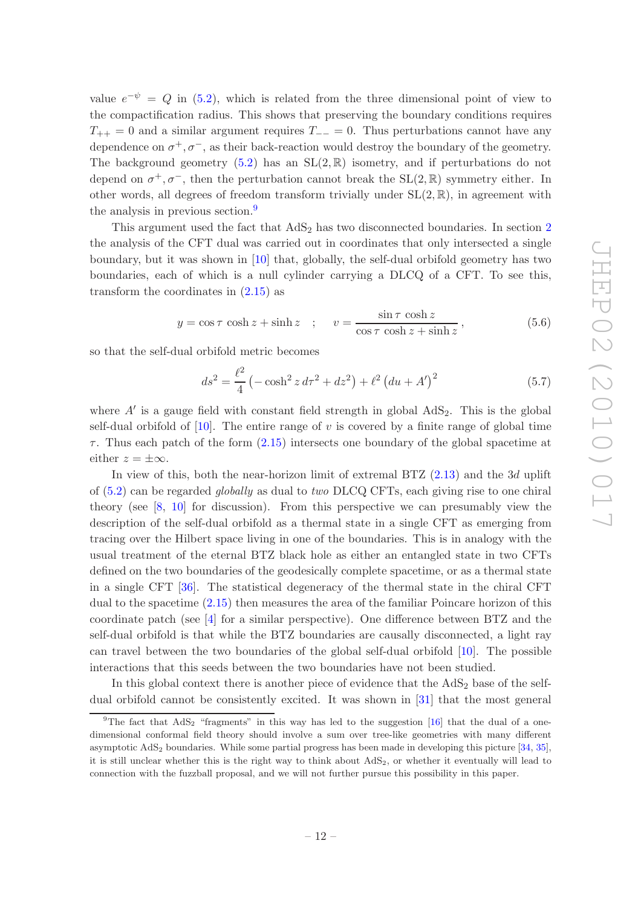value $e^{-\psi} = Q$ in (5.2), which is related from the three dimensional point of view to the compactification radius. This shows that preserving the boundary conditions requires $T_{++} = 0$ and a similar argument requires $T_{--} = 0$. Thus perturbations cannot have any dependence on $\sigma^+, \sigma^-$, as their back-reaction would destroy the boundary of the geometry. The background geometry (5.2) has an $\mathrm{SL}(2,\mathbb{R})$ isometry, and if perturbations do not depend on $\sigma^+, \sigma^-$, then the perturbation cannot break the $\mathrm{SL}(2,\mathbb{R})$ symmetry either. In other words, all degrees of freedom transform trivially under $\mathrm{SL}(2,\mathbb{R})$, in agreement with the analysis in previous section.[9]

This argument used the fact that $\mathrm{AdS}_2$ has two disconnected boundaries. In section 2 the analysis of the CFT dual was carried out in coordinates that only intersected a single boundary, but it was shown in [10] that, globally, the self-dual orbifold geometry has two boundaries, each of which is a null cylinder carrying a DLCQ of a CFT. To see this, transform the coordinates in (2.15) as

$$y = \cos\tau\, \cosh z + \sinh z \quad ; \qquad v = \frac{\sin\tau\, \cosh z}{\cos\tau\, \cosh z + \sinh z}\,, \tag{5.6}$$

so that the self-dual orbifold metric becomes

$$ds^2 = \frac{\ell^2}{4}\left(-\cosh^2 z\, d\tau^2 + dz^2\right) + \ell^2 \left(du + A'\right)^2 \tag{5.7}$$

where $A'$ is a gauge field with constant field strength in global $\mathrm{AdS}_2$. This is the global self-dual orbifold of [10]. The entire range of $v$ is covered by a finite range of global time $\tau$. Thus each patch of the form (2.15) intersects one boundary of the global spacetime at either $z = \pm\infty$.

In view of this, both the near-horizon limit of extremal BTZ (2.13) and the $3d$ uplift of (5.2) can be regarded *globally* as dual to *two* DLCQ CFTs, each giving rise to one chiral theory (see [8, 10] for discussion). From this perspective we can presumably view the description of the self-dual orbifold as a thermal state in a single CFT as emerging from tracing over the Hilbert space living in one of the boundaries. This is in analogy with the usual treatment of the eternal BTZ black hole as either an entangled state in two CFTs defined on the two boundaries of the geodesically complete spacetime, or as a thermal state in a single CFT [36]. The statistical degeneracy of the thermal state in the chiral CFT dual to the spacetime (2.15) then measures the area of the familiar Poincare horizon of this coordinate patch (see [4] for a similar perspective). One difference between BTZ and the self-dual orbifold is that while the BTZ boundaries are causally disconnected, a light ray can travel between the two boundaries of the global self-dual orbifold [10]. The possible interactions that this seeds between the two boundaries have not been studied.

In this global context there is another piece of evidence that the $\mathrm{AdS}_2$ base of the self-dual orbifold cannot be consistently excited. It was shown in [31] that the most general

[9] The fact that $\mathrm{AdS}_2$ "fragments" in this way has led to the suggestion [16] that the dual of a one-dimensional conformal field theory should involve a sum over tree-like geometries with many different asymptotic $\mathrm{AdS}_2$ boundaries. While some partial progress has been made in developing this picture [34, 35], it is still unclear whether this is the right way to think about $\mathrm{AdS}_2$, or whether it eventually will lead to connection with the fuzzball proposal, and we will not further pursue this possibility in this paper.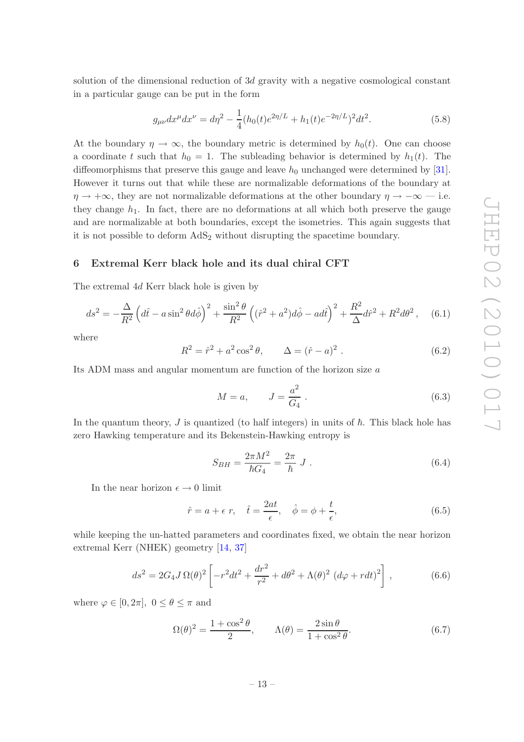solution of the dimensional reduction of 3$d$ gravity with a negative cosmological constant in a particular gauge can be put in the form

$$g_{\mu\nu}dx^\mu dx^\nu = d\eta^2 - \frac{1}{4}(h_0(t)e^{2\eta/L} + h_1(t)e^{-2\eta/L})^2 dt^2. \tag{5.8}$$

At the boundary $\eta \to \infty$, the boundary metric is determined by $h_0(t)$. One can choose a coordinate $t$ such that $h_0 = 1$. The subleading behavior is determined by $h_1(t)$. The diffeomorphisms that preserve this gauge and leave $h_0$ unchanged were determined by [31]. However it turns out that while these are normalizable deformations of the boundary at $\eta \to +\infty$, they are not normalizable deformations at the other boundary $\eta \to -\infty$ — i.e. they change $h_1$. In fact, there are no deformations at all which both preserve the gauge and are normalizable at both boundaries, except the isometries. This again suggests that it is not possible to deform AdS$_2$ without disrupting the spacetime boundary.

## 6 Extremal Kerr black hole and its dual chiral CFT

The extremal 4$d$ Kerr black hole is given by

$$ds^2 = -\frac{\Delta}{R^2}\left(d\hat{t} - a\sin^2\theta d\hat{\phi}\right)^2 + \frac{\sin^2\theta}{R^2}\left((\hat{r}^2 + a^2)d\hat{\phi} - a d\hat{t}\right)^2 + \frac{R^2}{\Delta}d\hat{r}^2 + R^2 d\theta^2\,, \tag{6.1}$$

where

$$R^2 = \hat{r}^2 + a^2\cos^2\theta, \qquad \Delta = (\hat{r} - a)^2\,. \tag{6.2}$$

Its ADM mass and angular momentum are function of the horizon size $a$

$$M = a, \qquad J = \frac{a^2}{G_4}\,. \tag{6.3}$$

In the quantum theory, $J$ is quantized (to half integers) in units of $\hbar$. This black hole has zero Hawking temperature and its Bekenstein-Hawking entropy is

$$S_{BH} = \frac{2\pi M^2}{\hbar G_4} = \frac{2\pi}{\hbar}\,J\,. \tag{6.4}$$

In the near horizon $\epsilon \to 0$ limit

$$\hat{r} = a + \epsilon\, r, \quad \hat{t} = \frac{2at}{\epsilon}, \quad \hat{\phi} = \phi + \frac{t}{\epsilon}, \tag{6.5}$$

while keeping the un-hatted parameters and coordinates fixed, we obtain the near horizon extremal Kerr (NHEK) geometry [14, 37]

$$ds^2 = 2G_4 J\,\Omega(\theta)^2\left[-r^2dt^2 + \frac{dr^2}{r^2} + d\theta^2 + \Lambda(\theta)^2\,(d\varphi + rdt)^2\right]\,, \tag{6.6}$$

where $\varphi \in [0, 2\pi]$, $0 \le \theta \le \pi$ and

$$\Omega(\theta)^2 = \frac{1 + \cos^2\theta}{2}, \qquad \Lambda(\theta) = \frac{2\sin\theta}{1 + \cos^2\theta}. \tag{6.7}$$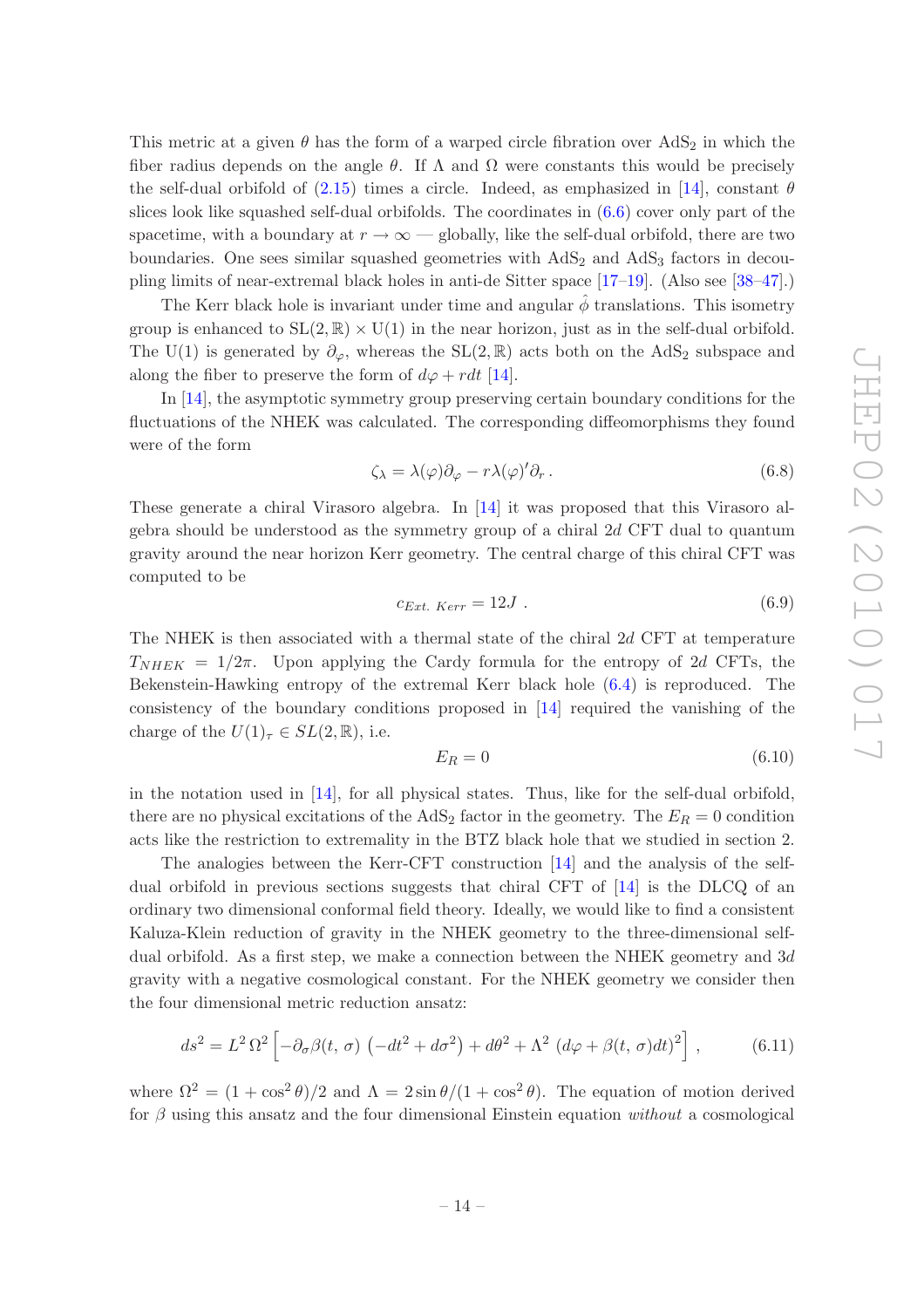This metric at a given $\theta$ has the form of a warped circle fibration over $AdS_2$ in which the fiber radius depends on the angle $\theta$. If $\Lambda$ and $\Omega$ were constants this would be precisely the self-dual orbifold of (2.15) times a circle. Indeed, as emphasized in [14], constant $\theta$ slices look like squashed self-dual orbifolds. The coordinates in (6.6) cover only part of the spacetime, with a boundary at $r \to \infty$ — globally, like the self-dual orbifold, there are two boundaries. One sees similar squashed geometries with $AdS_2$ and $AdS_3$ factors in decoupling limits of near-extremal black holes in anti-de Sitter space [17–19]. (Also see [38–47].)

The Kerr black hole is invariant under time and angular $\hat{\phi}$ translations. This isometry group is enhanced to $SL(2,\mathbb{R}) \times U(1)$ in the near horizon, just as in the self-dual orbifold. The U(1) is generated by $\partial_\varphi$, whereas the $SL(2,\mathbb{R})$ acts both on the $AdS_2$ subspace and along the fiber to preserve the form of $d\varphi + r dt$ [14].

In [14], the asymptotic symmetry group preserving certain boundary conditions for the fluctuations of the NHEK was calculated. The corresponding diffeomorphisms they found were of the form

$$\zeta_\lambda = \lambda(\varphi)\partial_\varphi - r\lambda(\varphi)'\partial_r \, . \tag{6.8}$$

These generate a chiral Virasoro algebra. In [14] it was proposed that this Virasoro algebra should be understood as the symmetry group of a chiral $2d$ CFT dual to quantum gravity around the near horizon Kerr geometry. The central charge of this chiral CFT was computed to be

$$c_{Ext.\ Kerr} = 12J \ . \tag{6.9}$$

The NHEK is then associated with a thermal state of the chiral $2d$ CFT at temperature $T_{NHEK} = 1/2\pi$. Upon applying the Cardy formula for the entropy of $2d$ CFTs, the Bekenstein-Hawking entropy of the extremal Kerr black hole (6.4) is reproduced. The consistency of the boundary conditions proposed in [14] required the vanishing of the charge of the $U(1)_\tau \in SL(2,\mathbb{R})$, i.e.

$$E_R = 0 \tag{6.10}$$

in the notation used in [14], for all physical states. Thus, like for the self-dual orbifold, there are no physical excitations of the $AdS_2$ factor in the geometry. The $E_R = 0$ condition acts like the restriction to extremality in the BTZ black hole that we studied in section 2.

The analogies between the Kerr-CFT construction [14] and the analysis of the self-dual orbifold in previous sections suggests that chiral CFT of [14] is the DLCQ of an ordinary two dimensional conformal field theory. Ideally, we would like to find a consistent Kaluza-Klein reduction of gravity in the NHEK geometry to the three-dimensional self-dual orbifold. As a first step, we make a connection between the NHEK geometry and $3d$ gravity with a negative cosmological constant. For the NHEK geometry we consider then the four dimensional metric reduction ansatz:

$$ds^2 = L^2\,\Omega^2 \left[ -\partial_\sigma \beta(t,\,\sigma)\,\left(-dt^2 + d\sigma^2\right) + d\theta^2 + \Lambda^2\,\left(d\varphi + \beta(t,\,\sigma) dt\right)^2 \right] , \tag{6.11}$$

where $\Omega^2 = (1 + \cos^2\theta)/2$ and $\Lambda = 2\sin\theta/(1 + \cos^2\theta)$. The equation of motion derived for $\beta$ using this ansatz and the four dimensional Einstein equation *without* a cosmological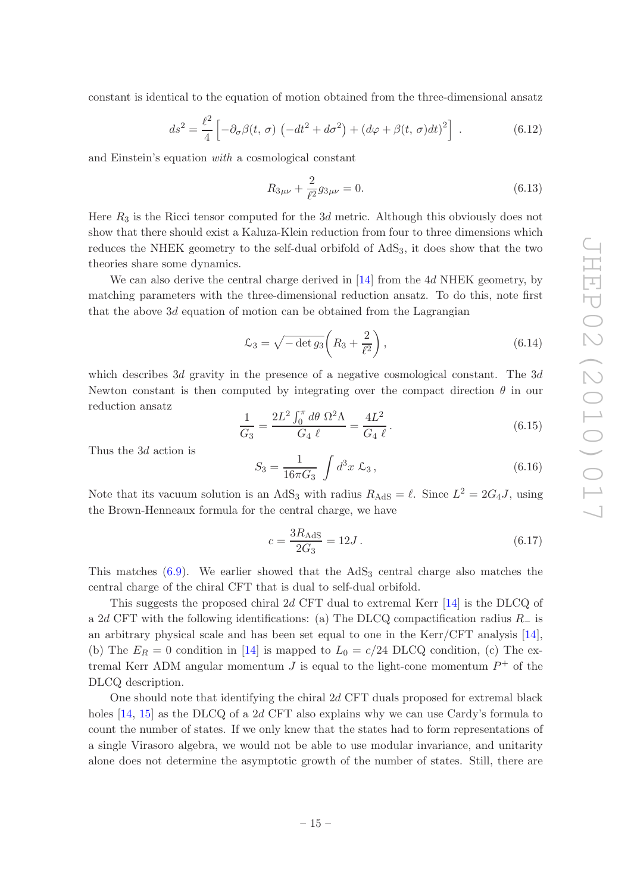constant is identical to the equation of motion obtained from the three-dimensional ansatz

$$ds^2 = \frac{\ell^2}{4}\left[-\partial_\sigma \beta(t,\,\sigma)\,\left(-dt^2 + d\sigma^2\right) + \left(d\varphi + \beta(t,\,\sigma)dt\right)^2\right]\,. \tag{6.12}$$

and Einstein's equation *with* a cosmological constant

$$R_{3\mu\nu} + \frac{2}{\ell^2} g_{3\mu\nu} = 0. \tag{6.13}$$

Here $R_3$ is the Ricci tensor computed for the $3d$ metric. Although this obviously does not show that there should exist a Kaluza-Klein reduction from four to three dimensions which reduces the NHEK geometry to the self-dual orbifold of $\mathrm{AdS}_3$, it does show that the two theories share some dynamics.

We can also derive the central charge derived in [14] from the $4d$ NHEK geometry, by matching parameters with the three-dimensional reduction ansatz. To do this, note first that the above $3d$ equation of motion can be obtained from the Lagrangian

$$\mathcal{L}_3 = \sqrt{-\det g_3}\left(R_3 + \frac{2}{\ell^2}\right), \tag{6.14}$$

which describes $3d$ gravity in the presence of a negative cosmological constant. The $3d$ Newton constant is then computed by integrating over the compact direction $\theta$ in our reduction ansatz

$$\frac{1}{G_3} = \frac{2L^2\int_0^\pi d\theta\;\Omega^2\Lambda}{G_4\;\ell} = \frac{4L^2}{G_4\;\ell}. \tag{6.15}$$

Thus the $3d$ action is

$$S_3 = \frac{1}{16\pi G_3}\int d^3x\;\mathcal{L}_3\,, \tag{6.16}$$

Note that its vacuum solution is an $\mathrm{AdS}_3$ with radius $R_{\mathrm{AdS}} = \ell$. Since $L^2 = 2G_4 J$, using the Brown-Henneaux formula for the central charge, we have

$$c = \frac{3R_{\mathrm{AdS}}}{2G_3} = 12J\,. \tag{6.17}$$

This matches (6.9). We earlier showed that the $\mathrm{AdS}_3$ central charge also matches the central charge of the chiral CFT that is dual to self-dual orbifold.

This suggests the proposed chiral $2d$ CFT dual to extremal Kerr [14] is the DLCQ of a $2d$ CFT with the following identifications: (a) The DLCQ compactification radius $R_-$ is an arbitrary physical scale and has been set equal to one in the Kerr/CFT analysis [14], (b) The $E_R = 0$ condition in [14] is mapped to $L_0 = c/24$ DLCQ condition, (c) The extremal Kerr ADM angular momentum $J$ is equal to the light-cone momentum $P^+$ of the DLCQ description.

One should note that identifying the chiral $2d$ CFT duals proposed for extremal black holes [14, 15] as the DLCQ of a $2d$ CFT also explains why we can use Cardy's formula to count the number of states. If we only knew that the states had to form representations of a single Virasoro algebra, we would not be able to use modular invariance, and unitarity alone does not determine the asymptotic growth of the number of states. Still, there are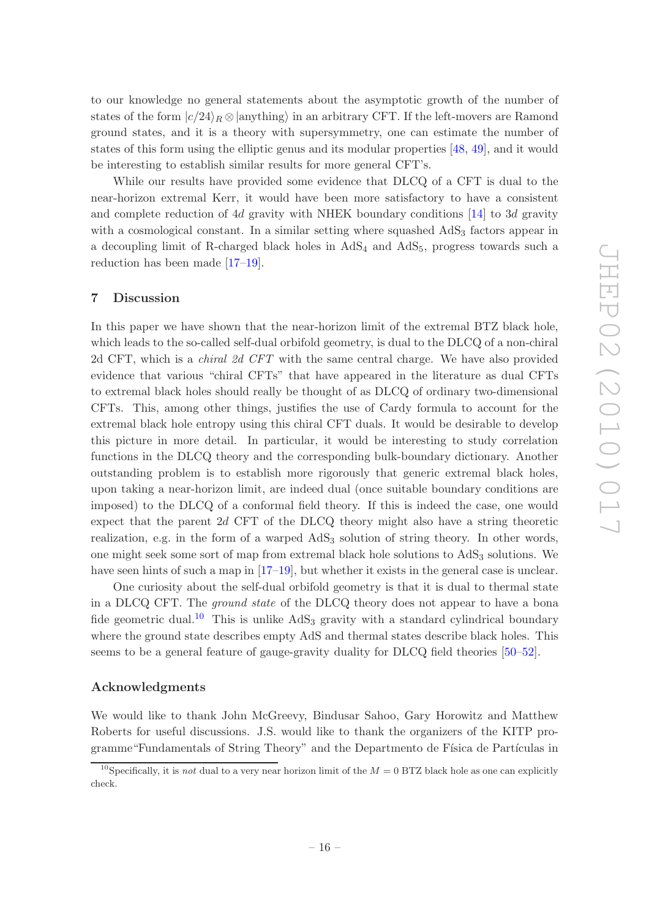to our knowledge no general statements about the asymptotic growth of the number of states of the form $|c/24\rangle_R \otimes |\text{anything}\rangle$ in an arbitrary CFT. If the left-movers are Ramond ground states, and it is a theory with supersymmetry, one can estimate the number of states of this form using the elliptic genus and its modular properties [48, 49], and it would be interesting to establish similar results for more general CFT's.

While our results have provided some evidence that DLCQ of a CFT is dual to the near-horizon extremal Kerr, it would have been more satisfactory to have a consistent and complete reduction of $4d$ gravity with NHEK boundary conditions [14] to $3d$ gravity with a cosmological constant. In a similar setting where squashed $\text{AdS}_3$ factors appear in a decoupling limit of R-charged black holes in $\text{AdS}_4$ and $\text{AdS}_5$, progress towards such a reduction has been made [17–19].

## 7 Discussion

In this paper we have shown that the near-horizon limit of the extremal BTZ black hole, which leads to the so-called self-dual orbifold geometry, is dual to the DLCQ of a non-chiral 2d CFT, which is a *chiral 2d CFT* with the same central charge. We have also provided evidence that various "chiral CFTs" that have appeared in the literature as dual CFTs to extremal black holes should really be thought of as DLCQ of ordinary two-dimensional CFTs. This, among other things, justifies the use of Cardy formula to account for the extremal black hole entropy using this chiral CFT duals. It would be desirable to develop this picture in more detail. In particular, it would be interesting to study correlation functions in the DLCQ theory and the corresponding bulk-boundary dictionary. Another outstanding problem is to establish more rigorously that generic extremal black holes, upon taking a near-horizon limit, are indeed dual (once suitable boundary conditions are imposed) to the DLCQ of a conformal field theory. If this is indeed the case, one would expect that the parent $2d$ CFT of the DLCQ theory might also have a string theoretic realization, e.g. in the form of a warped $\text{AdS}_3$ solution of string theory. In other words, one might seek some sort of map from extremal black hole solutions to $\text{AdS}_3$ solutions. We have seen hints of such a map in [17–19], but whether it exists in the general case is unclear.

One curiosity about the self-dual orbifold geometry is that it is dual to thermal state in a DLCQ CFT. The *ground state* of the DLCQ theory does not appear to have a bona fide geometric dual.[10] This is unlike $\text{AdS}_3$ gravity with a standard cylindrical boundary where the ground state describes empty AdS and thermal states describe black holes. This seems to be a general feature of gauge-gravity duality for DLCQ field theories [50–52].

## Acknowledgments

We would like to thank John McGreevy, Bindusar Sahoo, Gary Horowitz and Matthew Roberts for useful discussions. J.S. would like to thank the organizers of the KITP programme"Fundamentals of String Theory" and the Departmento de Física de Partículas in

[10] Specifically, it is *not* dual to a very near horizon limit of the $M = 0$ BTZ black hole as one can explicitly check.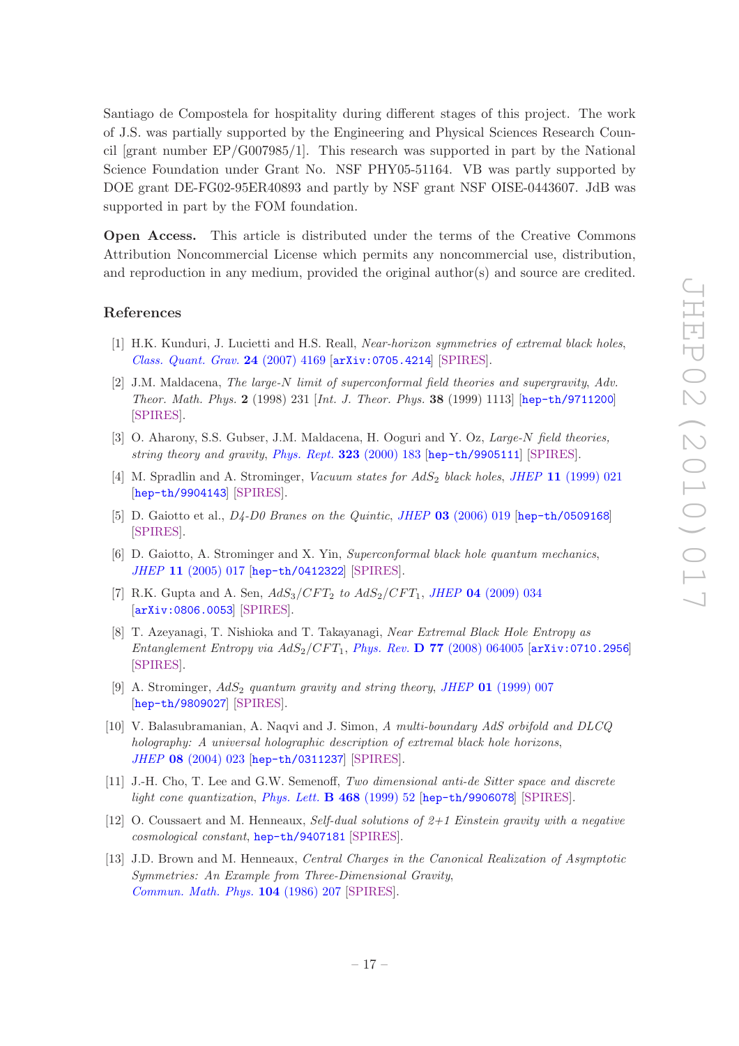Santiago de Compostela for hospitality during different stages of this project. The work of J.S. was partially supported by the Engineering and Physical Sciences Research Council [grant number EP/G007985/1]. This research was supported in part by the National Science Foundation under Grant No. NSF PHY05-51164. VB was partly supported by DOE grant DE-FG02-95ER40893 and partly by NSF grant NSF OISE-0443607. JdB was supported in part by the FOM foundation.

**Open Access.** This article is distributed under the terms of the Creative Commons Attribution Noncommercial License which permits any noncommercial use, distribution, and reproduction in any medium, provided the original author(s) and source are credited.

## References

[1] H.K. Kunduri, J. Lucietti and H.S. Reall, *Near-horizon symmetries of extremal black holes*, *Class. Quant. Grav.* **24** (2007) 4169 [arXiv:0705.4214] [SPIRES].

[2] J.M. Maldacena, *The large-N limit of superconformal field theories and supergravity*, *Adv. Theor. Math. Phys.* **2** (1998) 231 [*Int. J. Theor. Phys.* **38** (1999) 1113] [hep-th/9711200] [SPIRES].

[3] O. Aharony, S.S. Gubser, J.M. Maldacena, H. Ooguri and Y. Oz, *Large-N field theories, string theory and gravity*, *Phys. Rept.* **323** (2000) 183 [hep-th/9905111] [SPIRES].

[4] M. Spradlin and A. Strominger, *Vacuum states for $AdS_2$ black holes*, *JHEP* **11** (1999) 021 [hep-th/9904143] [SPIRES].

[5] D. Gaiotto et al., *D4-D0 Branes on the Quintic*, *JHEP* **03** (2006) 019 [hep-th/0509168] [SPIRES].

[6] D. Gaiotto, A. Strominger and X. Yin, *Superconformal black hole quantum mechanics*, *JHEP* **11** (2005) 017 [hep-th/0412322] [SPIRES].

[7] R.K. Gupta and A. Sen, *$AdS_3/CFT_2$ to $AdS_2/CFT_1$*, *JHEP* **04** (2009) 034 [arXiv:0806.0053] [SPIRES].

[8] T. Azeyanagi, T. Nishioka and T. Takayanagi, *Near Extremal Black Hole Entropy as Entanglement Entropy via $AdS_2/CFT_1$*, *Phys. Rev.* **D 77** (2008) 064005 [arXiv:0710.2956] [SPIRES].

[9] A. Strominger, *$AdS_2$ quantum gravity and string theory*, *JHEP* **01** (1999) 007 [hep-th/9809027] [SPIRES].

[10] V. Balasubramanian, A. Naqvi and J. Simon, *A multi-boundary AdS orbifold and DLCQ holography: A universal holographic description of extremal black hole horizons*, *JHEP* **08** (2004) 023 [hep-th/0311237] [SPIRES].

[11] J.-H. Cho, T. Lee and G.W. Semenoff, *Two dimensional anti-de Sitter space and discrete light cone quantization*, *Phys. Lett.* **B 468** (1999) 52 [hep-th/9906078] [SPIRES].

[12] O. Coussaert and M. Henneaux, *Self-dual solutions of 2+1 Einstein gravity with a negative cosmological constant*, hep-th/9407181 [SPIRES].

[13] J.D. Brown and M. Henneaux, *Central Charges in the Canonical Realization of Asymptotic Symmetries: An Example from Three-Dimensional Gravity*, *Commun. Math. Phys.* **104** (1986) 207 [SPIRES].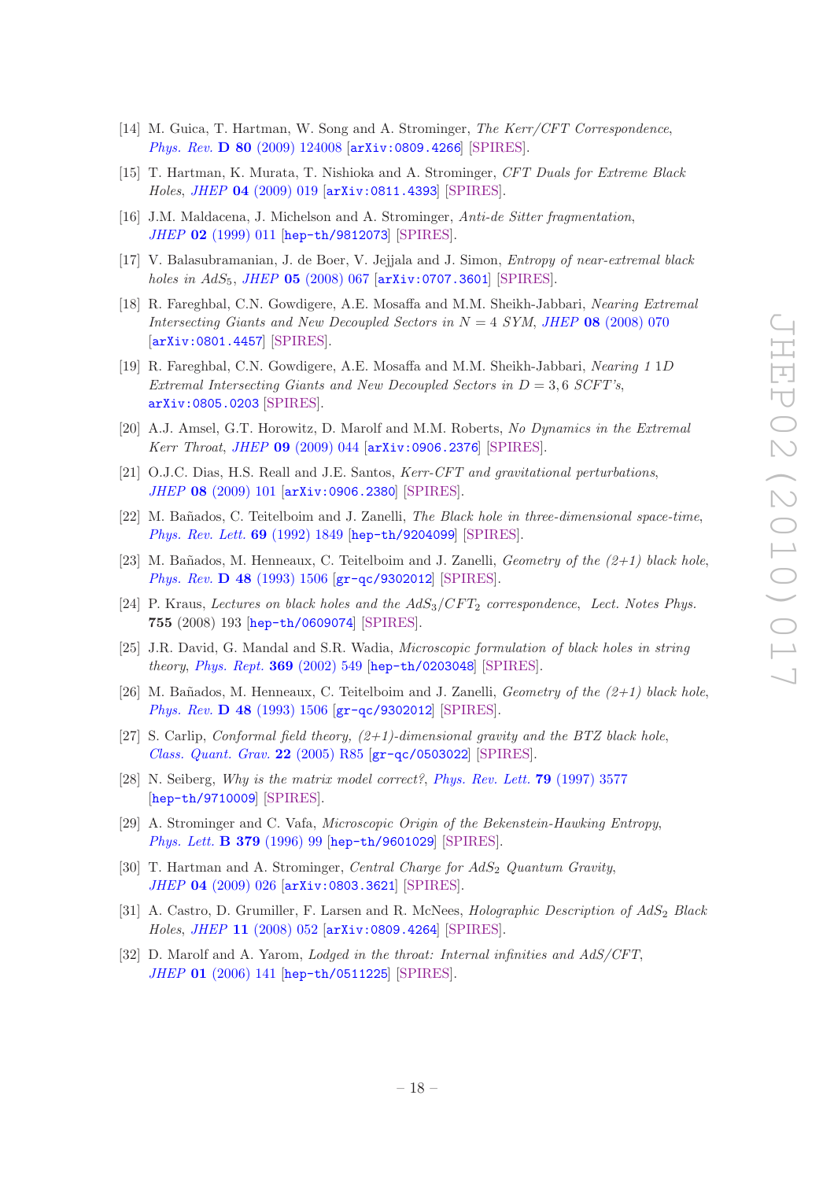[14] M. Guica, T. Hartman, W. Song and A. Strominger, *The Kerr/CFT Correspondence*, *Phys. Rev.* **D 80** (2009) 124008 [arXiv:0809.4266] [SPIRES].

[15] T. Hartman, K. Murata, T. Nishioka and A. Strominger, *CFT Duals for Extreme Black Holes*, *JHEP* **04** (2009) 019 [arXiv:0811.4393] [SPIRES].

[16] J.M. Maldacena, J. Michelson and A. Strominger, *Anti-de Sitter fragmentation*, *JHEP* **02** (1999) 011 [hep-th/9812073] [SPIRES].

[17] V. Balasubramanian, J. de Boer, V. Jejjala and J. Simon, *Entropy of near-extremal black holes in AdS*$_5$, *JHEP* **05** (2008) 067 [arXiv:0707.3601] [SPIRES].

[18] R. Fareghbal, C.N. Gowdigere, A.E. Mosaffa and M.M. Sheikh-Jabbari, *Nearing Extremal Intersecting Giants and New Decoupled Sectors in* $N = 4$ *SYM*, *JHEP* **08** (2008) 070 [arXiv:0801.4457] [SPIRES].

[19] R. Fareghbal, C.N. Gowdigere, A.E. Mosaffa and M.M. Sheikh-Jabbari, *Nearing 1 1D Extremal Intersecting Giants and New Decoupled Sectors in* $D = 3, 6$ *SCFT's*, arXiv:0805.0203 [SPIRES].

[20] A.J. Amsel, G.T. Horowitz, D. Marolf and M.M. Roberts, *No Dynamics in the Extremal Kerr Throat*, *JHEP* **09** (2009) 044 [arXiv:0906.2376] [SPIRES].

[21] O.J.C. Dias, H.S. Reall and J.E. Santos, *Kerr-CFT and gravitational perturbations*, *JHEP* **08** (2009) 101 [arXiv:0906.2380] [SPIRES].

[22] M. Bañados, C. Teitelboim and J. Zanelli, *The Black hole in three-dimensional space-time*, *Phys. Rev. Lett.* **69** (1992) 1849 [hep-th/9204099] [SPIRES].

[23] M. Bañados, M. Henneaux, C. Teitelboim and J. Zanelli, *Geometry of the (2+1) black hole*, *Phys. Rev.* **D 48** (1993) 1506 [gr-qc/9302012] [SPIRES].

[24] P. Kraus, *Lectures on black holes and the* $AdS_3/CFT_2$ *correspondence*, *Lect. Notes Phys.* **755** (2008) 193 [hep-th/0609074] [SPIRES].

[25] J.R. David, G. Mandal and S.R. Wadia, *Microscopic formulation of black holes in string theory*, *Phys. Rept.* **369** (2002) 549 [hep-th/0203048] [SPIRES].

[26] M. Bañados, M. Henneaux, C. Teitelboim and J. Zanelli, *Geometry of the (2+1) black hole*, *Phys. Rev.* **D 48** (1993) 1506 [gr-qc/9302012] [SPIRES].

[27] S. Carlip, *Conformal field theory, (2+1)-dimensional gravity and the BTZ black hole*, *Class. Quant. Grav.* **22** (2005) R85 [gr-qc/0503022] [SPIRES].

[28] N. Seiberg, *Why is the matrix model correct?*, *Phys. Rev. Lett.* **79** (1997) 3577 [hep-th/9710009] [SPIRES].

[29] A. Strominger and C. Vafa, *Microscopic Origin of the Bekenstein-Hawking Entropy*, *Phys. Lett.* **B 379** (1996) 99 [hep-th/9601029] [SPIRES].

[30] T. Hartman and A. Strominger, *Central Charge for* $AdS_2$ *Quantum Gravity*, *JHEP* **04** (2009) 026 [arXiv:0803.3621] [SPIRES].

[31] A. Castro, D. Grumiller, F. Larsen and R. McNees, *Holographic Description of* $AdS_2$ *Black Holes*, *JHEP* **11** (2008) 052 [arXiv:0809.4264] [SPIRES].

[32] D. Marolf and A. Yarom, *Lodged in the throat: Internal infinities and AdS/CFT*, *JHEP* **01** (2006) 141 [hep-th/0511225] [SPIRES].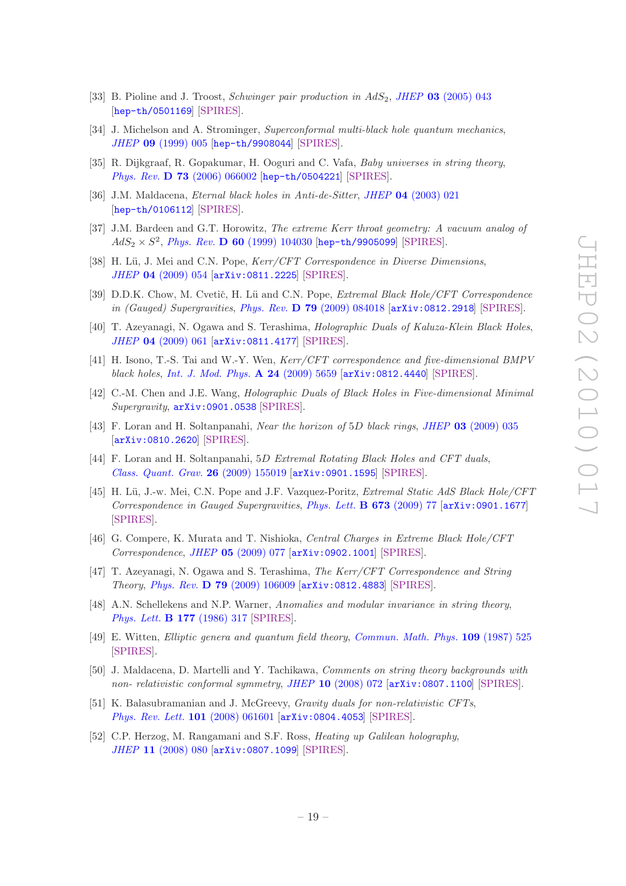[33] B. Pioline and J. Troost, *Schwinger pair production in $AdS_2$*, *JHEP* **03** (2005) 043 [hep-th/0501169] [SPIRES].

[34] J. Michelson and A. Strominger, *Superconformal multi-black hole quantum mechanics*, *JHEP* **09** (1999) 005 [hep-th/9908044] [SPIRES].

[35] R. Dijkgraaf, R. Gopakumar, H. Ooguri and C. Vafa, *Baby universes in string theory*, *Phys. Rev.* **D 73** (2006) 066002 [hep-th/0504221] [SPIRES].

[36] J.M. Maldacena, *Eternal black holes in Anti-de-Sitter*, *JHEP* **04** (2003) 021 [hep-th/0106112] [SPIRES].

[37] J.M. Bardeen and G.T. Horowitz, *The extreme Kerr throat geometry: A vacuum analog of $AdS_2 \times S^2$*, *Phys. Rev.* **D 60** (1999) 104030 [hep-th/9905099] [SPIRES].

[38] H. Lü, J. Mei and C.N. Pope, *Kerr/CFT Correspondence in Diverse Dimensions*, *JHEP* **04** (2009) 054 [arXiv:0811.2225] [SPIRES].

[39] D.D.K. Chow, M. Cvetič, H. Lü and C.N. Pope, *Extremal Black Hole/CFT Correspondence in (Gauged) Supergravities*, *Phys. Rev.* **D 79** (2009) 084018 [arXiv:0812.2918] [SPIRES].

[40] T. Azeyanagi, N. Ogawa and S. Terashima, *Holographic Duals of Kaluza-Klein Black Holes*, *JHEP* **04** (2009) 061 [arXiv:0811.4177] [SPIRES].

[41] H. Isono, T.-S. Tai and W.-Y. Wen, *Kerr/CFT correspondence and five-dimensional BMPV black holes*, *Int. J. Mod. Phys.* **A 24** (2009) 5659 [arXiv:0812.4440] [SPIRES].

[42] C.-M. Chen and J.E. Wang, *Holographic Duals of Black Holes in Five-dimensional Minimal Supergravity*, arXiv:0901.0538 [SPIRES].

[43] F. Loran and H. Soltanpanahi, *Near the horizon of 5D black rings*, *JHEP* **03** (2009) 035 [arXiv:0810.2620] [SPIRES].

[44] F. Loran and H. Soltanpanahi, *5D Extremal Rotating Black Holes and CFT duals*, *Class. Quant. Grav.* **26** (2009) 155019 [arXiv:0901.1595] [SPIRES].

[45] H. Lü, J.-w. Mei, C.N. Pope and J.F. Vazquez-Poritz, *Extremal Static AdS Black Hole/CFT Correspondence in Gauged Supergravities*, *Phys. Lett.* **B 673** (2009) 77 [arXiv:0901.1677] [SPIRES].

[46] G. Compere, K. Murata and T. Nishioka, *Central Charges in Extreme Black Hole/CFT Correspondence*, *JHEP* **05** (2009) 077 [arXiv:0902.1001] [SPIRES].

[47] T. Azeyanagi, N. Ogawa and S. Terashima, *The Kerr/CFT Correspondence and String Theory*, *Phys. Rev.* **D 79** (2009) 106009 [arXiv:0812.4883] [SPIRES].

[48] A.N. Schellekens and N.P. Warner, *Anomalies and modular invariance in string theory*, *Phys. Lett.* **B 177** (1986) 317 [SPIRES].

[49] E. Witten, *Elliptic genera and quantum field theory*, *Commun. Math. Phys.* **109** (1987) 525 [SPIRES].

[50] J. Maldacena, D. Martelli and Y. Tachikawa, *Comments on string theory backgrounds with non- relativistic conformal symmetry*, *JHEP* **10** (2008) 072 [arXiv:0807.1100] [SPIRES].

[51] K. Balasubramanian and J. McGreevy, *Gravity duals for non-relativistic CFTs*, *Phys. Rev. Lett.* **101** (2008) 061601 [arXiv:0804.4053] [SPIRES].

[52] C.P. Herzog, M. Rangamani and S.F. Ross, *Heating up Galilean holography*, *JHEP* **11** (2008) 080 [arXiv:0807.1099] [SPIRES].